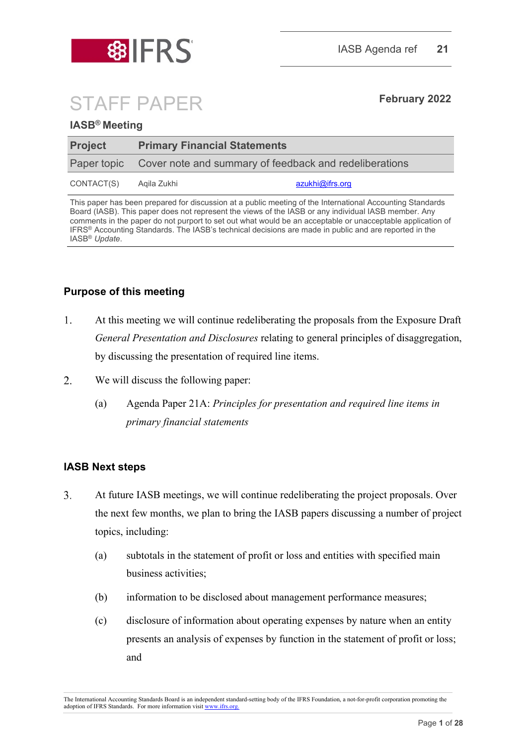IFRS

IASB Agenda ref **21**

# STAFF PAPER

**February 2022**

**IASB® Meeting**

| **Project** | **Primary Financial Statements** | |
|---|---|---|
| Paper topic | Cover note and summary of feedback and redeliberations | |
| CONTACT(S) | Aqila Zukhi | azukhi@ifrs.org |

This paper has been prepared for discussion at a public meeting of the International Accounting Standards Board (IASB). This paper does not represent the views of the IASB or any individual IASB member. Any comments in the paper do not purport to set out what would be an acceptable or unacceptable application of IFRS® Accounting Standards. The IASB's technical decisions are made in public and are reported in the IASB® *Update*.

## Purpose of this meeting

1. At this meeting we will continue redeliberating the proposals from the Exposure Draft *General Presentation and Disclosures* relating to general principles of disaggregation, by discussing the presentation of required line items.

2. We will discuss the following paper:

   (a) Agenda Paper 21A: *Principles for presentation and required line items in primary financial statements*

## IASB Next steps

3. At future IASB meetings, we will continue redeliberating the project proposals. Over the next few months, we plan to bring the IASB papers discussing a number of project topics, including:

   (a) subtotals in the statement of profit or loss and entities with specified main business activities;

   (b) information to be disclosed about management performance measures;

   (c) disclosure of information about operating expenses by nature when an entity presents an analysis of expenses by function in the statement of profit or loss; and

The International Accounting Standards Board is an independent standard-setting body of the IFRS Foundation, a not-for-profit corporation promoting the adoption of IFRS Standards. For more information visit www.ifrs.org.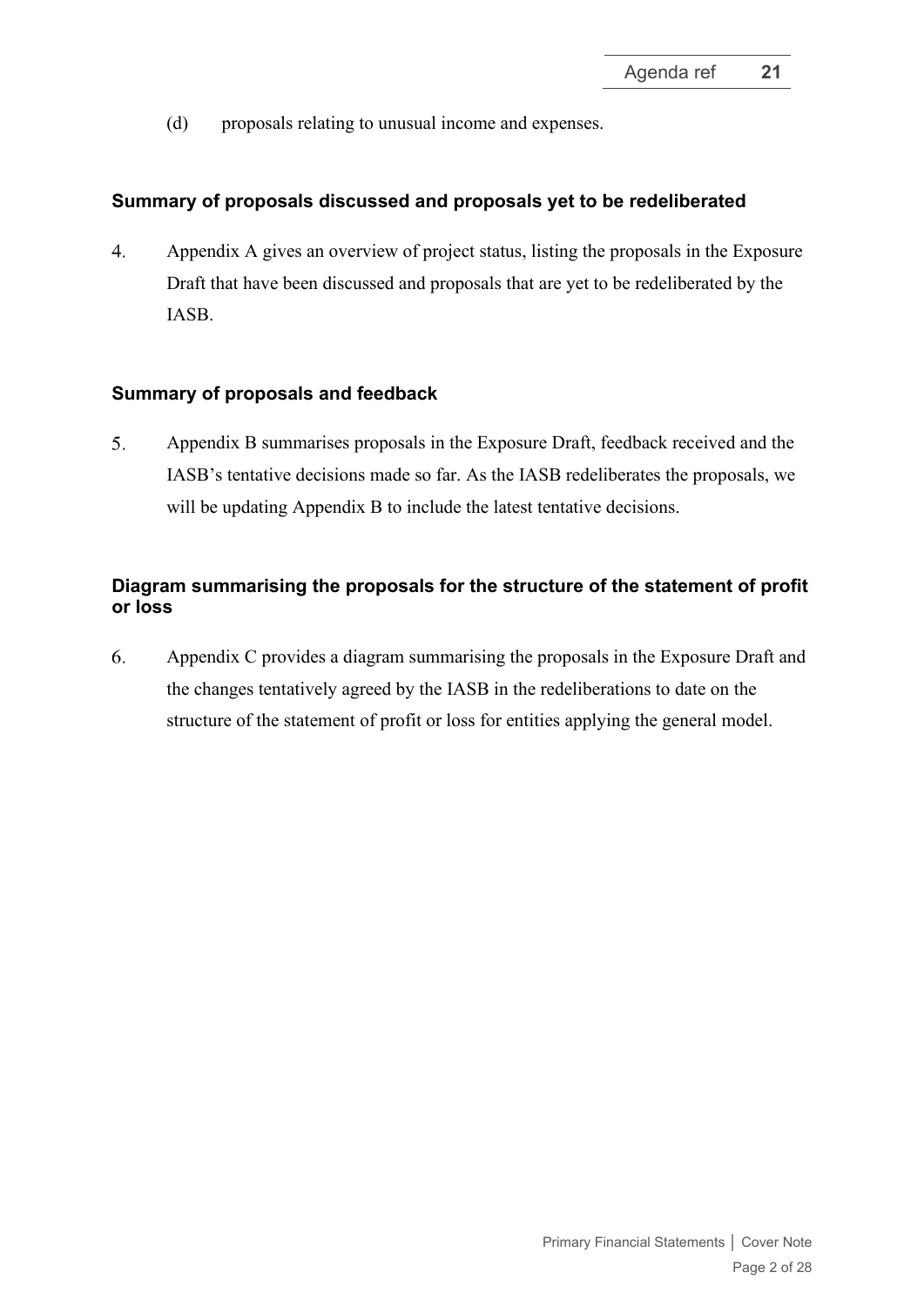(d) proposals relating to unusual income and expenses.

### Summary of proposals discussed and proposals yet to be redeliberated

4. Appendix A gives an overview of project status, listing the proposals in the Exposure Draft that have been discussed and proposals that are yet to be redeliberated by the IASB.

### Summary of proposals and feedback

5. Appendix B summarises proposals in the Exposure Draft, feedback received and the IASB's tentative decisions made so far. As the IASB redeliberates the proposals, we will be updating Appendix B to include the latest tentative decisions.

### Diagram summarising the proposals for the structure of the statement of profit or loss

6. Appendix C provides a diagram summarising the proposals in the Exposure Draft and the changes tentatively agreed by the IASB in the redeliberations to date on the structure of the statement of profit or loss for entities applying the general model.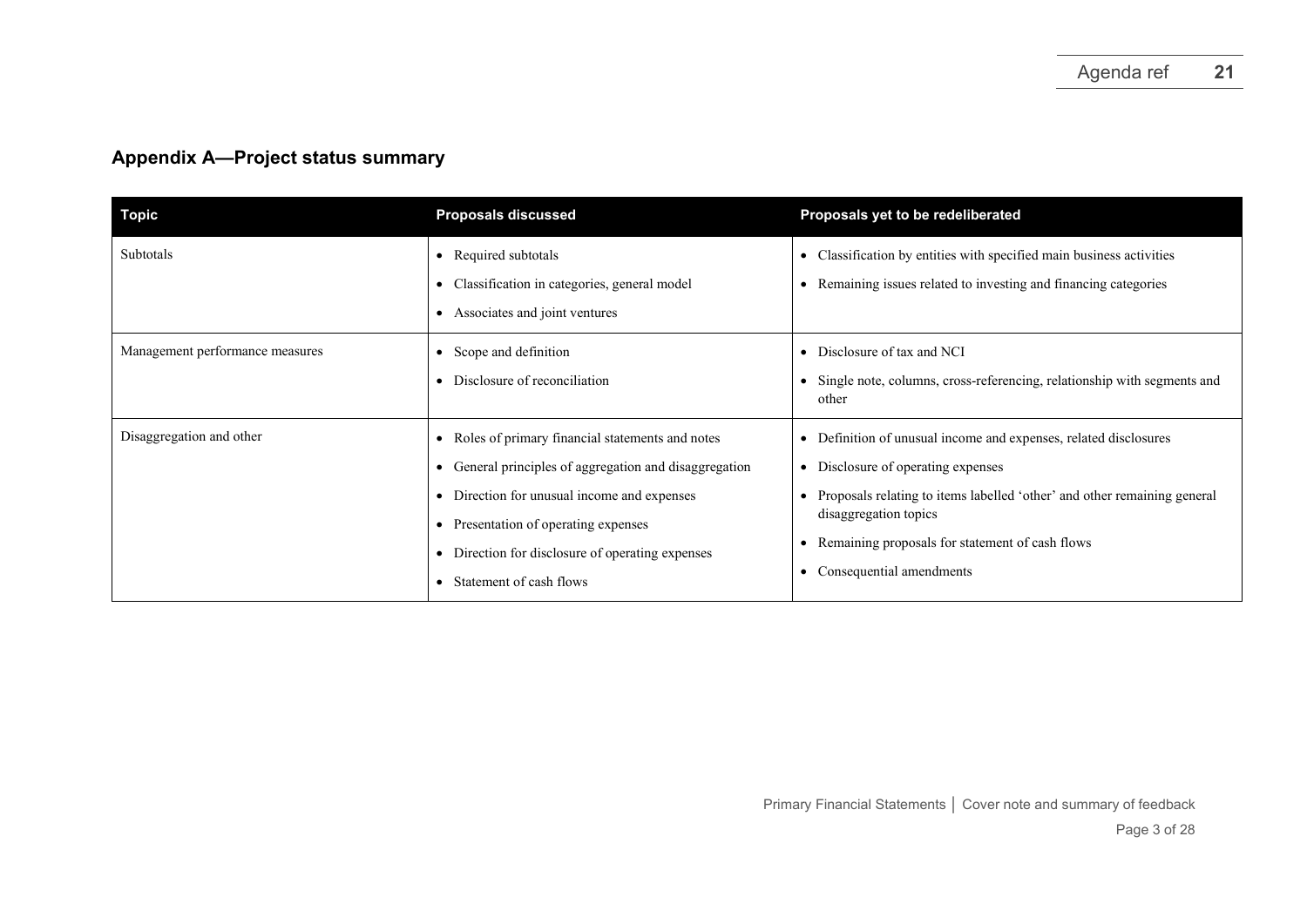## Appendix A—Project status summary

| Topic | Proposals discussed | Proposals yet to be redeliberated |
|---|---|---|
| Subtotals | • Required subtotals<br>• Classification in categories, general model<br>• Associates and joint ventures | • Classification by entities with specified main business activities<br>• Remaining issues related to investing and financing categories |
| Management performance measures | • Scope and definition<br>• Disclosure of reconciliation | • Disclosure of tax and NCI<br>• Single note, columns, cross-referencing, relationship with segments and other |
| Disaggregation and other | • Roles of primary financial statements and notes<br>• General principles of aggregation and disaggregation<br>• Direction for unusual income and expenses<br>• Presentation of operating expenses<br>• Direction for disclosure of operating expenses<br>• Statement of cash flows | • Definition of unusual income and expenses, related disclosures<br>• Disclosure of operating expenses<br>• Proposals relating to items labelled 'other' and other remaining general disaggregation topics<br>• Remaining proposals for statement of cash flows<br>• Consequential amendments |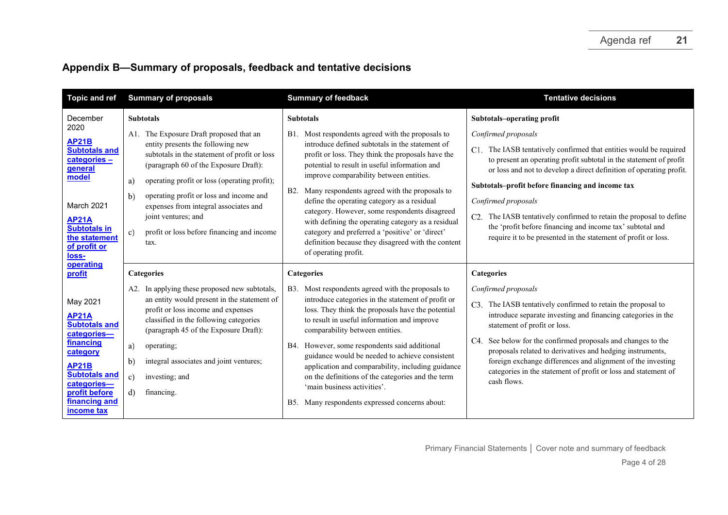## Appendix B—Summary of proposals, feedback and tentative decisions

| Topic and ref | Summary of proposals | Summary of feedback | Tentative decisions |
|---|---|---|---|
| December 2020<br><br>**AP21B Subtotals and categories – general model**<br><br>March 2021<br><br>**AP21A Subtotals in the statement of profit or loss-operating profit**<br><br>May 2021<br><br>**AP21A Subtotals and categories—financing category**<br><br>**AP21B Subtotals and categories—profit before financing and income tax** | **Subtotals**<br><br>A1. The Exposure Draft proposed that an entity presents the following new subtotals in the statement of profit or loss (paragraph 60 of the Exposure Draft):<br><br>a) operating profit or loss (operating profit);<br><br>b) operating profit or loss and income and expenses from integral associates and joint ventures; and<br><br>c) profit or loss before financing and income tax. | **Subtotals**<br><br>B1. Most respondents agreed with the proposals to introduce defined subtotals in the statement of profit or loss. They think the proposals have the potential to result in useful information and improve comparability between entities.<br><br>B2. Many respondents agreed with the proposals to define the operating category as a residual category. However, some respondents disagreed with defining the operating category as a residual category and preferred a 'positive' or 'direct' definition because they disagreed with the content of operating profit. | **Subtotals–operating profit**<br><br>*Confirmed proposals*<br><br>C1. The IASB tentatively confirmed that entities would be required to present an operating profit subtotal in the statement of profit or loss and not to develop a direct definition of operating profit.<br><br>**Subtotals–profit before financing and income tax**<br><br>*Confirmed proposals*<br><br>C2. The IASB tentatively confirmed to retain the proposal to define the 'profit before financing and income tax' subtotal and require it to be presented in the statement of profit or loss. |
| | **Categories**<br><br>A2. In applying these proposed new subtotals, an entity would present in the statement of profit or loss income and expenses classified in the following categories (paragraph 45 of the Exposure Draft):<br><br>a) operating;<br><br>b) integral associates and joint ventures;<br><br>c) investing; and<br><br>d) financing. | **Categories**<br><br>B3. Most respondents agreed with the proposals to introduce categories in the statement of profit or loss. They think the proposals have the potential to result in useful information and improve comparability between entities.<br><br>B4. However, some respondents said additional guidance would be needed to achieve consistent application and comparability, including guidance on the definitions of the categories and the term 'main business activities'.<br><br>B5. Many respondents expressed concerns about: | **Categories**<br><br>*Confirmed proposals*<br><br>C3. The IASB tentatively confirmed to retain the proposal to introduce separate investing and financing categories in the statement of profit or loss.<br><br>C4. See below for the confirmed proposals and changes to the proposals related to derivatives and hedging instruments, foreign exchange differences and alignment of the investing categories in the statement of profit or loss and statement of cash flows. |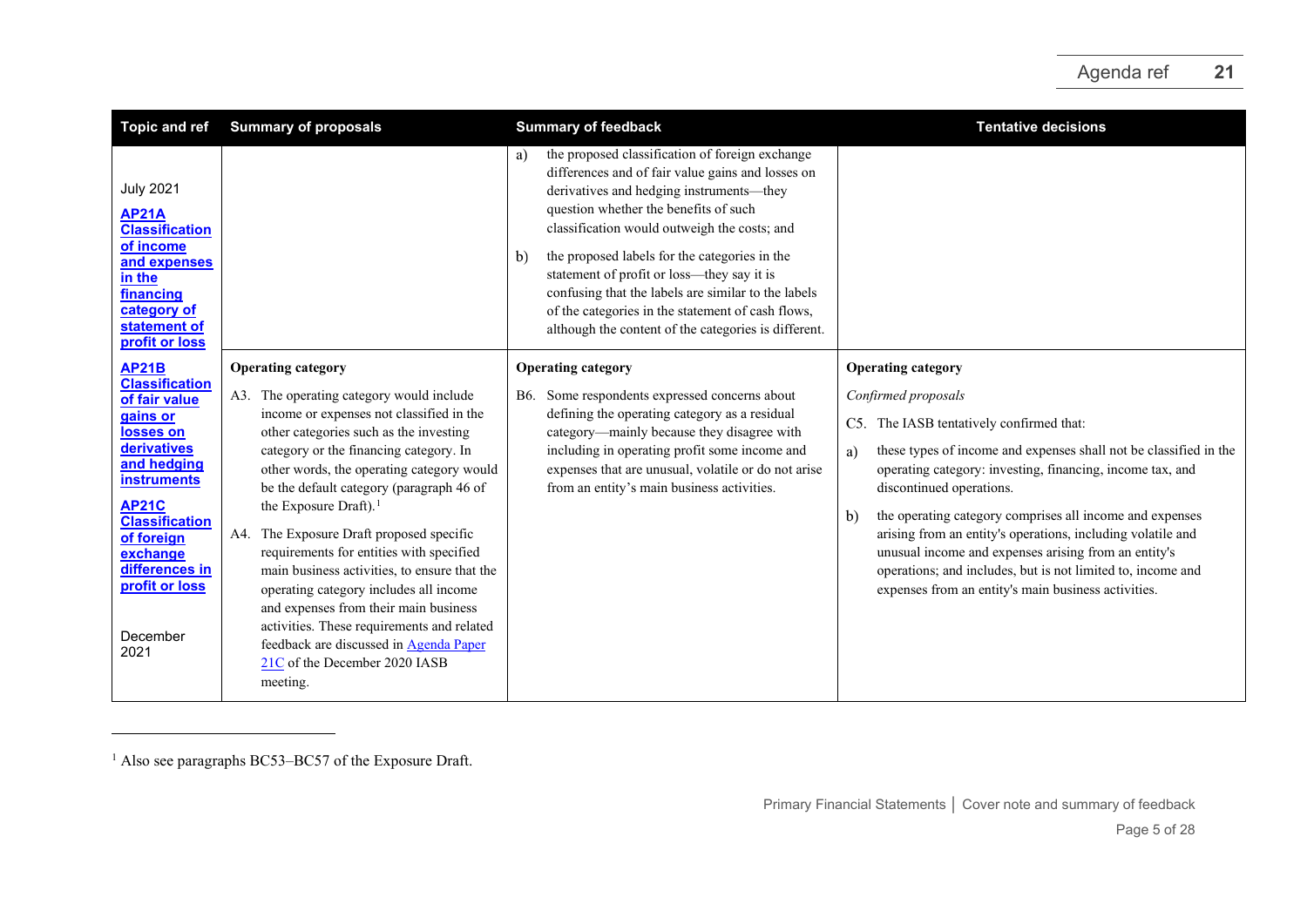| Topic and ref | Summary of proposals | Summary of feedback | Tentative decisions |
|---|---|---|---|
| July 2021<br><br>**AP21A Classification of income and expenses in the financing category of statement of profit or loss** | | a) the proposed classification of foreign exchange differences and of fair value gains and losses on derivatives and hedging instruments—they question whether the benefits of such classification would outweigh the costs; and<br><br>b) the proposed labels for the categories in the statement of profit or loss—they say it is confusing that the labels are similar to the labels of the categories in the statement of cash flows, although the content of the categories is different. | |
| **AP21B Classification of fair value gains or losses on derivatives and hedging instruments**<br><br>**AP21C Classification of foreign exchange differences in profit or loss**<br><br>December 2021 | **Operating category**<br><br>A3. The operating category would include income or expenses not classified in the other categories such as the investing category or the financing category. In other words, the operating category would be the default category (paragraph 46 of the Exposure Draft).[1]<br><br>A4. The Exposure Draft proposed specific requirements for entities with specified main business activities, to ensure that the operating category includes all income and expenses from their main business activities. These requirements and related feedback are discussed in Agenda Paper 21C of the December 2020 IASB meeting. | **Operating category**<br><br>B6. Some respondents expressed concerns about defining the operating category as a residual category—mainly because they disagree with including in operating profit some income and expenses that are unusual, volatile or do not arise from an entity's main business activities. | **Operating category**<br><br>*Confirmed proposals*<br><br>C5. The IASB tentatively confirmed that:<br><br>a) these types of income and expenses shall not be classified in the operating category: investing, financing, income tax, and discontinued operations.<br><br>b) the operating category comprises all income and expenses arising from an entity's operations, including volatile and unusual income and expenses arising from an entity's operations; and includes, but is not limited to, income and expenses from an entity's main business activities. |

[1] Also see paragraphs BC53–BC57 of the Exposure Draft.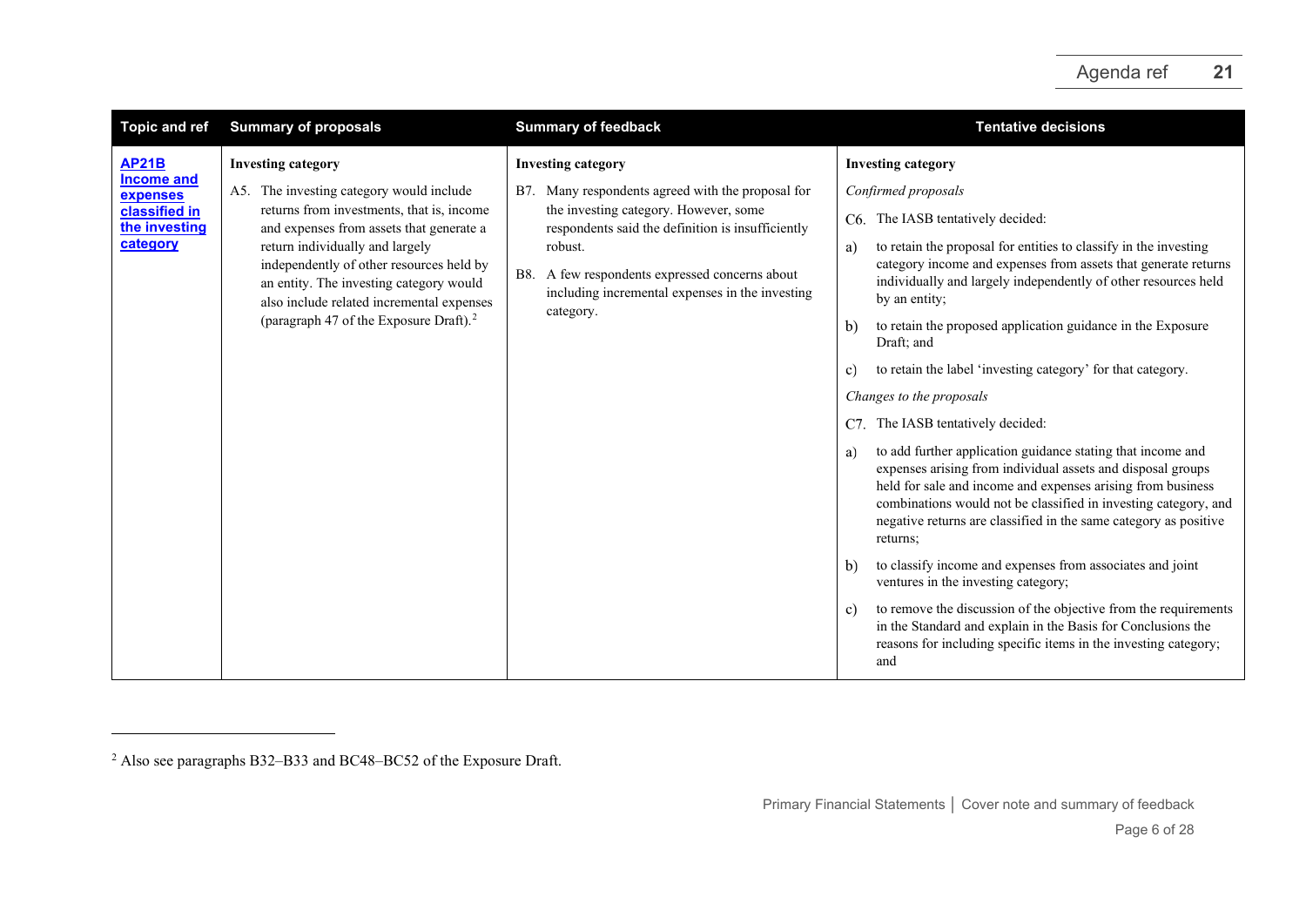| Topic and ref | Summary of proposals | Summary of feedback | Tentative decisions |
|---|---|---|---|
| **AP21B Income and expenses classified in the investing category** | **Investing category**<br><br>A5. The investing category would include returns from investments, that is, income and expenses from assets that generate a return individually and largely independently of other resources held by an entity. The investing category would also include related incremental expenses (paragraph 47 of the Exposure Draft).[2] | **Investing category**<br><br>B7. Many respondents agreed with the proposal for the investing category. However, some respondents said the definition is insufficiently robust.<br><br>B8. A few respondents expressed concerns about including incremental expenses in the investing category. | **Investing category**<br><br>*Confirmed proposals*<br><br>C6. The IASB tentatively decided:<br><br>a) to retain the proposal for entities to classify in the investing category income and expenses from assets that generate returns individually and largely independently of other resources held by an entity;<br><br>b) to retain the proposed application guidance in the Exposure Draft; and<br><br>c) to retain the label 'investing category' for that category.<br><br>*Changes to the proposals*<br><br>C7. The IASB tentatively decided:<br><br>a) to add further application guidance stating that income and expenses arising from individual assets and disposal groups held for sale and income and expenses arising from business combinations would not be classified in investing category, and negative returns are classified in the same category as positive returns;<br><br>b) to classify income and expenses from associates and joint ventures in the investing category;<br><br>c) to remove the discussion of the objective from the requirements in the Standard and explain in the Basis for Conclusions the reasons for including specific items in the investing category; and |

[2] Also see paragraphs B32–B33 and BC48–BC52 of the Exposure Draft.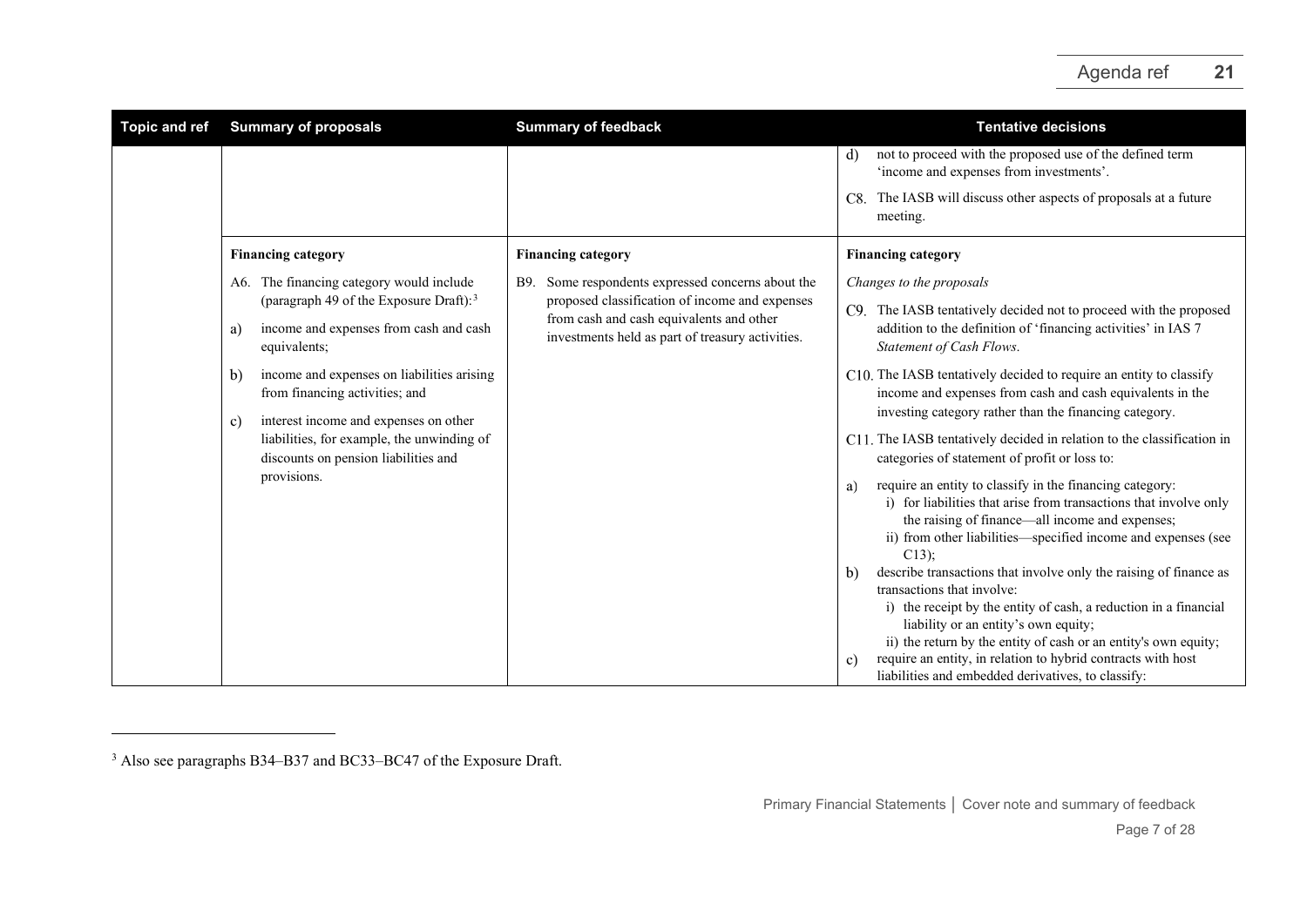| Topic and ref | Summary of proposals | Summary of feedback | Tentative decisions |
|---|---|---|---|
| | | | d) not to proceed with the proposed use of the defined term 'income and expenses from investments'.<br><br>C8. The IASB will discuss other aspects of proposals at a future meeting. |
| | **Financing category**<br><br>A6. The financing category would include (paragraph 49 of the Exposure Draft):[3]<br><br>a) income and expenses from cash and cash equivalents;<br><br>b) income and expenses on liabilities arising from financing activities; and<br><br>c) interest income and expenses on other liabilities, for example, the unwinding of discounts on pension liabilities and provisions. | **Financing category**<br><br>B9. Some respondents expressed concerns about the proposed classification of income and expenses from cash and cash equivalents and other investments held as part of treasury activities. | **Financing category**<br><br>*Changes to the proposals*<br><br>C9. The IASB tentatively decided not to proceed with the proposed addition to the definition of 'financing activities' in IAS 7 *Statement of Cash Flows*.<br><br>C10. The IASB tentatively decided to require an entity to classify income and expenses from cash and cash equivalents in the investing category rather than the financing category.<br><br>C11. The IASB tentatively decided in relation to the classification in categories of statement of profit or loss to:<br><br>a) require an entity to classify in the financing category:<br>i) for liabilities that arise from transactions that involve only the raising of finance—all income and expenses;<br>ii) from other liabilities—specified income and expenses (see C13);<br><br>b) describe transactions that involve only the raising of finance as transactions that involve:<br>i) the receipt by the entity of cash, a reduction in a financial liability or an entity's own equity;<br>ii) the return by the entity of cash or an entity's own equity;<br><br>c) require an entity, in relation to hybrid contracts with host liabilities and embedded derivatives, to classify: |

[3] Also see paragraphs B34–B37 and BC33–BC47 of the Exposure Draft.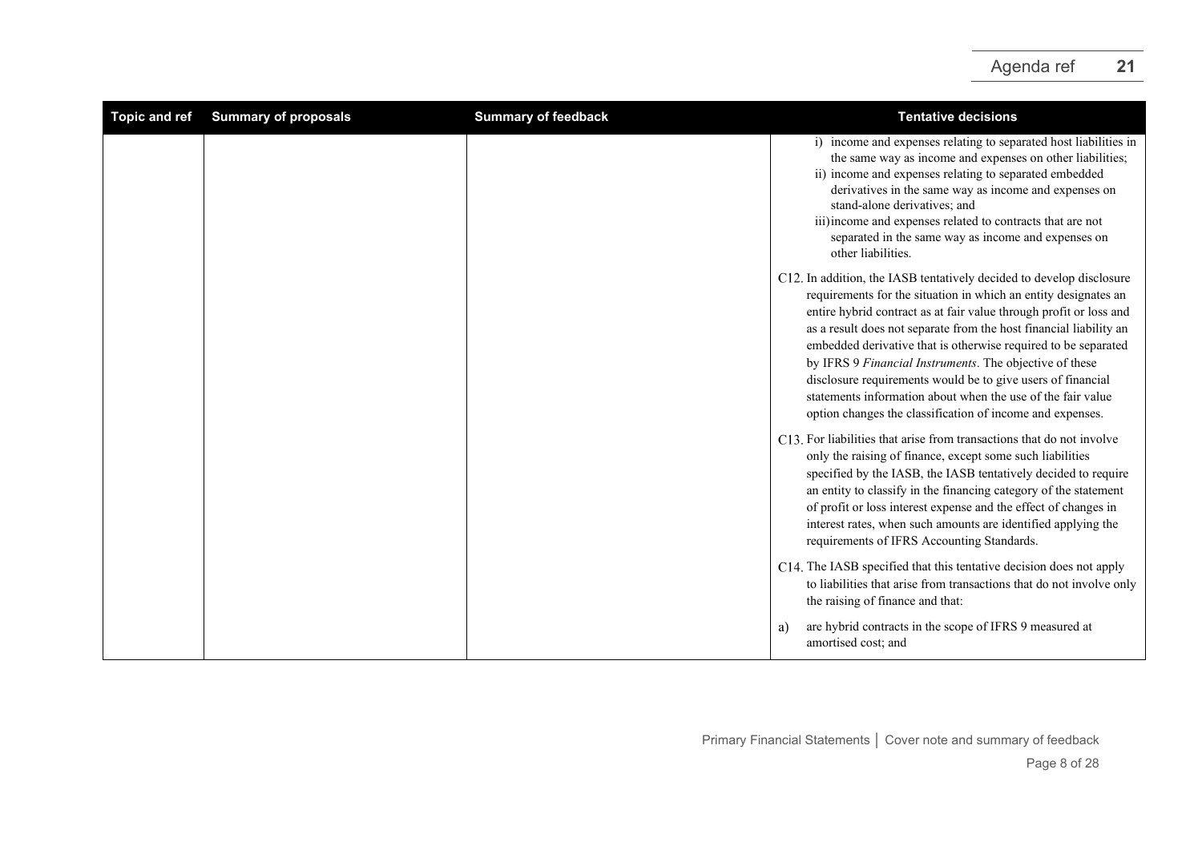| Topic and ref | Summary of proposals | Summary of feedback | Tentative decisions |
|---|---|---|---|
| | | | i) income and expenses relating to separated host liabilities in the same way as income and expenses on other liabilities;<br>ii) income and expenses relating to separated embedded derivatives in the same way as income and expenses on stand-alone derivatives; and<br>iii) income and expenses related to contracts that are not separated in the same way as income and expenses on other liabilities.<br><br>C12. In addition, the IASB tentatively decided to develop disclosure requirements for the situation in which an entity designates an entire hybrid contract as at fair value through profit or loss and as a result does not separate from the host financial liability an embedded derivative that is otherwise required to be separated by IFRS 9 *Financial Instruments*. The objective of these disclosure requirements would be to give users of financial statements information about when the use of the fair value option changes the classification of income and expenses.<br><br>C13. For liabilities that arise from transactions that do not involve only the raising of finance, except some such liabilities specified by the IASB, the IASB tentatively decided to require an entity to classify in the financing category of the statement of profit or loss interest expense and the effect of changes in interest rates, when such amounts are identified applying the requirements of IFRS Accounting Standards.<br><br>C14. The IASB specified that this tentative decision does not apply to liabilities that arise from transactions that do not involve only the raising of finance and that:<br><br>a) are hybrid contracts in the scope of IFRS 9 measured at amortised cost; and |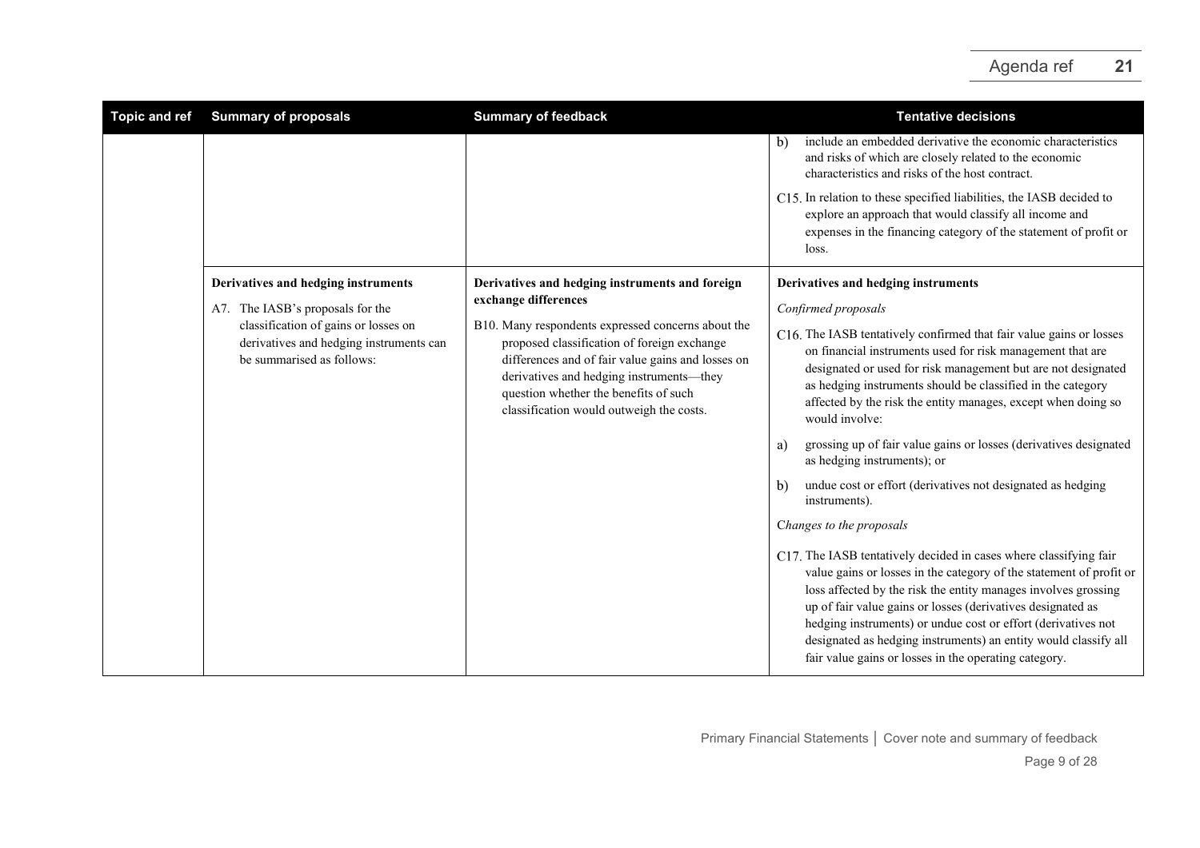| Topic and ref | Summary of proposals | Summary of feedback | Tentative decisions |
|---|---|---|---|
| | | | b) include an embedded derivative the economic characteristics and risks of which are closely related to the economic characteristics and risks of the host contract.<br><br>C15. In relation to these specified liabilities, the IASB decided to explore an approach that would classify all income and expenses in the financing category of the statement of profit or loss. |
| | **Derivatives and hedging instruments**<br><br>A7. The IASB's proposals for the classification of gains or losses on derivatives and hedging instruments can be summarised as follows: | **Derivatives and hedging instruments and foreign exchange differences**<br><br>B10. Many respondents expressed concerns about the proposed classification of foreign exchange differences and of fair value gains and losses on derivatives and hedging instruments—they question whether the benefits of such classification would outweigh the costs. | **Derivatives and hedging instruments**<br><br>*Confirmed proposals*<br><br>C16. The IASB tentatively confirmed that fair value gains or losses on financial instruments used for risk management that are designated or used for risk management but are not designated as hedging instruments should be classified in the category affected by the risk the entity manages, except when doing so would involve:<br><br>a) grossing up of fair value gains or losses (derivatives designated as hedging instruments); or<br><br>b) undue cost or effort (derivatives not designated as hedging instruments).<br><br>*Changes to the proposals*<br><br>C17. The IASB tentatively decided in cases where classifying fair value gains or losses in the category of the statement of profit or loss affected by the risk the entity manages involves grossing up of fair value gains or losses (derivatives designated as hedging instruments) or undue cost or effort (derivatives not designated as hedging instruments) an entity would classify all fair value gains or losses in the operating category. |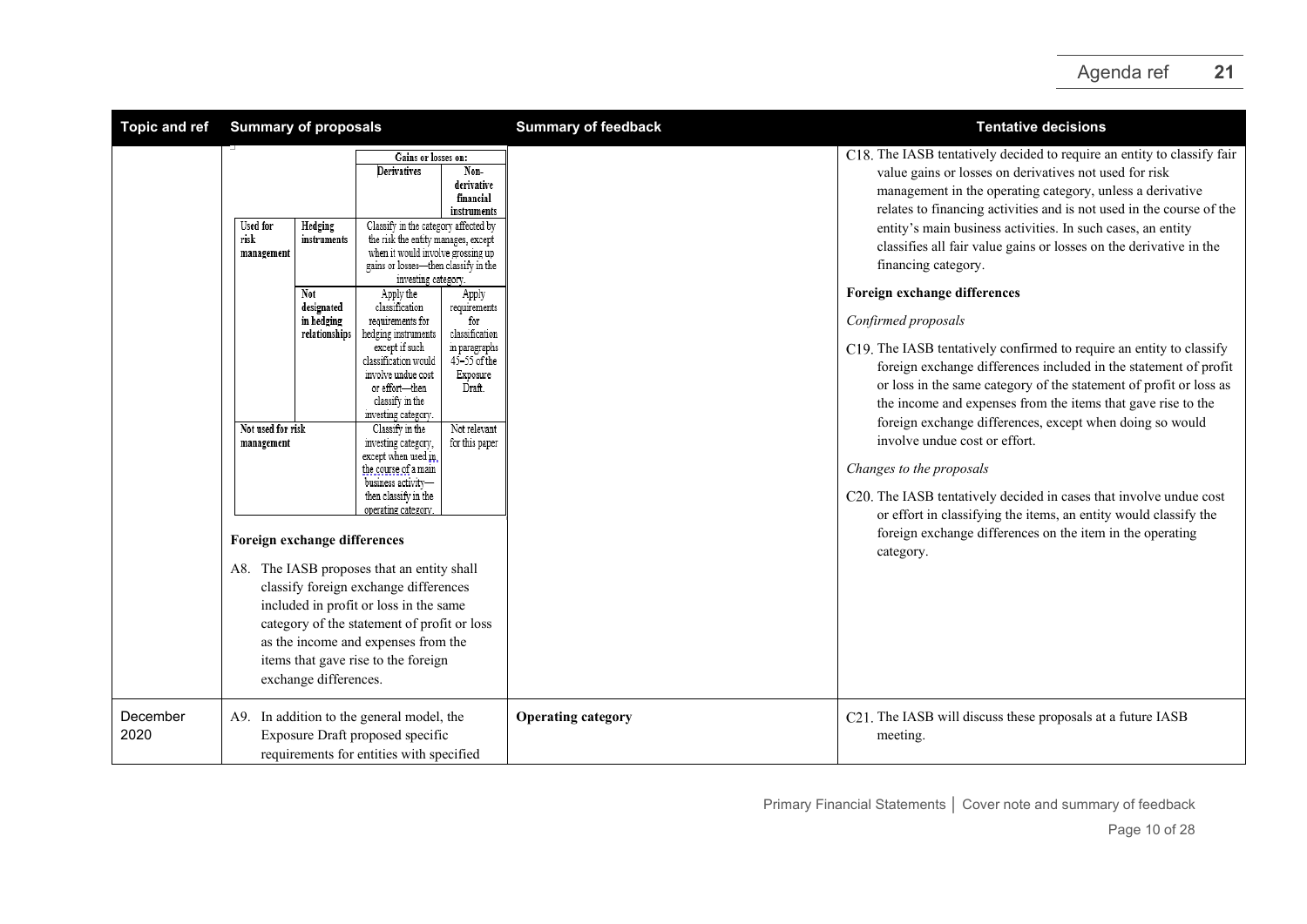| Topic and ref | Summary of proposals | Summary of feedback | Tentative decisions |
|---|---|---|---|
| | <table><tr><td colspan="2"></td><td colspan="2">Gains or losses on:</td></tr><tr><td colspan="2"></td><td>Derivatives</td><td>Non-derivative financial instruments</td></tr><tr><td>Used for risk management</td><td>Hedging instruments</td><td colspan="2">Classify in the category affected by the risk the entity manages, except when it would involve grossing up gains or losses—then classify in the investing category.</td></tr><tr><td></td><td>Not designated in hedging relationships</td><td>Apply the classification requirements for hedging instruments except if such classification would involve undue cost or effort—then classify in the investing category.</td><td>Apply requirements for classification in paragraphs 45–55 of the Exposure Draft.</td></tr><tr><td colspan="2">Not used for risk management</td><td>Classify in the investing category, except when used in the course of a main business activity—then classify in the operating category.</td><td>Not relevant for this paper</td></tr></table> **Foreign exchange differences** A8. The IASB proposes that an entity shall classify foreign exchange differences included in profit or loss in the same category of the statement of profit or loss as the income and expenses from the items that gave rise to the foreign exchange differences. | | C18. The IASB tentatively decided to require an entity to classify fair value gains or losses on derivatives not used for risk management in the operating category, unless a derivative relates to financing activities and is not used in the course of the entity's main business activities. In such cases, an entity classifies all fair value gains or losses on the derivative in the financing category. **Foreign exchange differences** *Confirmed proposals* C19. The IASB tentatively confirmed to require an entity to classify foreign exchange differences included in the statement of profit or loss in the same category of the statement of profit or loss as the income and expenses from the items that gave rise to the foreign exchange differences, except when doing so would involve undue cost or effort. *Changes to the proposals* C20. The IASB tentatively decided in cases that involve undue cost or effort in classifying the items, an entity would classify the foreign exchange differences on the item in the operating category. |
| December 2020 | A9. In addition to the general model, the Exposure Draft proposed specific requirements for entities with specified | **Operating category** | C21. The IASB will discuss these proposals at a future IASB meeting. |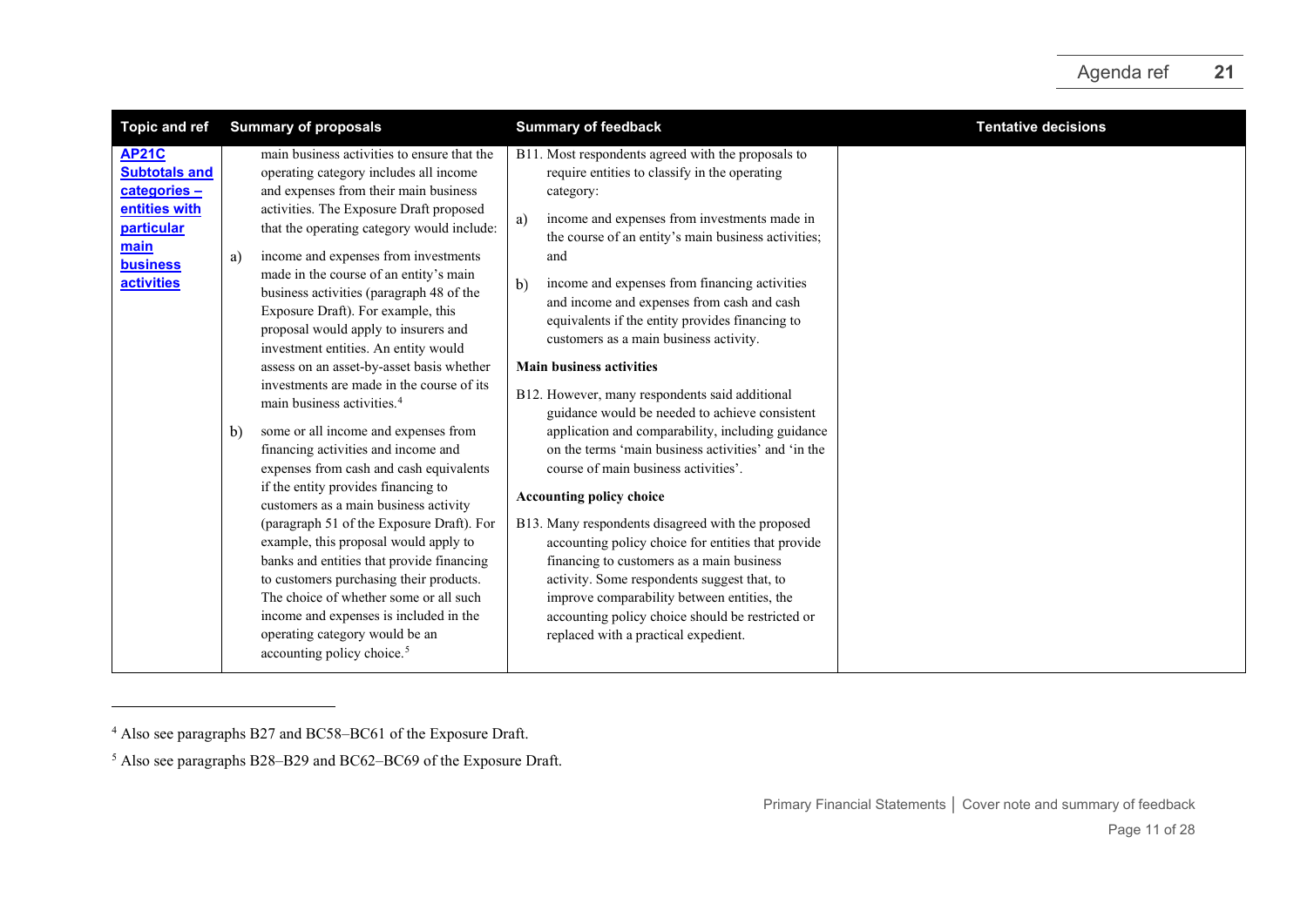| Topic and ref | Summary of proposals | Summary of feedback | Tentative decisions |
|---|---|---|---|
| **AP21C Subtotals and categories – entities with particular main business activities** | main business activities to ensure that the operating category includes all income and expenses from their main business activities. The Exposure Draft proposed that the operating category would include:<br><br>a) income and expenses from investments made in the course of an entity's main business activities (paragraph 48 of the Exposure Draft). For example, this proposal would apply to insurers and investment entities. An entity would assess on an asset-by-asset basis whether investments are made in the course of its main business activities.[4]<br><br>b) some or all income and expenses from financing activities and income and expenses from cash and cash equivalents if the entity provides financing to customers as a main business activity (paragraph 51 of the Exposure Draft). For example, this proposal would apply to banks and entities that provide financing to customers purchasing their products. The choice of whether some or all such income and expenses is included in the operating category would be an accounting policy choice.[5] | B11. Most respondents agreed with the proposals to require entities to classify in the operating category:<br><br>a) income and expenses from investments made in the course of an entity's main business activities; and<br><br>b) income and expenses from financing activities and income and expenses from cash and cash equivalents if the entity provides financing to customers as a main business activity.<br><br>**Main business activities**<br><br>B12. However, many respondents said additional guidance would be needed to achieve consistent application and comparability, including guidance on the terms 'main business activities' and 'in the course of main business activities'.<br><br>**Accounting policy choice**<br><br>B13. Many respondents disagreed with the proposed accounting policy choice for entities that provide financing to customers as a main business activity. Some respondents suggest that, to improve comparability between entities, the accounting policy choice should be restricted or replaced with a practical expedient. | |

[4] Also see paragraphs B27 and BC58–BC61 of the Exposure Draft.

[5] Also see paragraphs B28–B29 and BC62–BC69 of the Exposure Draft.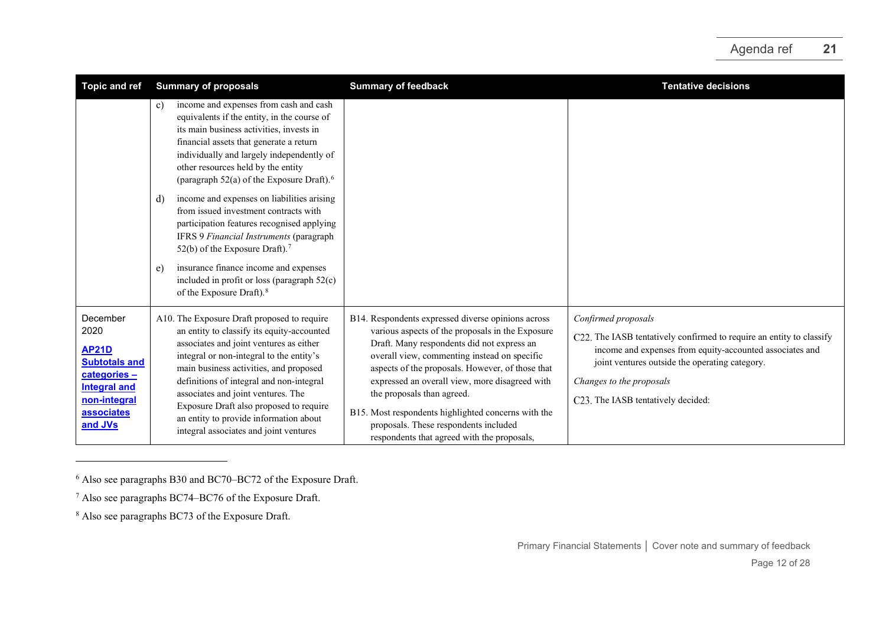| Topic and ref | Summary of proposals | Summary of feedback | Tentative decisions |
|---|---|---|---|
| | c) income and expenses from cash and cash equivalents if the entity, in the course of its main business activities, invests in financial assets that generate a return individually and largely independently of other resources held by the entity (paragraph 52(a) of the Exposure Draft).[6]<br><br>d) income and expenses on liabilities arising from issued investment contracts with participation features recognised applying IFRS 9 *Financial Instruments* (paragraph 52(b) of the Exposure Draft).[7]<br><br>e) insurance finance income and expenses included in profit or loss (paragraph 52(c) of the Exposure Draft).[8] | | |
| December 2020<br><br>**AP21D Subtotals and categories – Integral and non-integral associates and JVs** | A10. The Exposure Draft proposed to require an entity to classify its equity-accounted associates and joint ventures as either integral or non-integral to the entity's main business activities, and proposed definitions of integral and non-integral associates and joint ventures. The Exposure Draft also proposed to require an entity to provide information about integral associates and joint ventures | B14. Respondents expressed diverse opinions across various aspects of the proposals in the Exposure Draft. Many respondents did not express an overall view, commenting instead on specific aspects of the proposals. However, of those that expressed an overall view, more disagreed with the proposals than agreed.<br><br>B15. Most respondents highlighted concerns with the proposals. These respondents included respondents that agreed with the proposals, | *Confirmed proposals*<br><br>C22. The IASB tentatively confirmed to require an entity to classify income and expenses from equity-accounted associates and joint ventures outside the operating category.<br><br>*Changes to the proposals*<br><br>C23. The IASB tentatively decided: |

[6] Also see paragraphs B30 and BC70–BC72 of the Exposure Draft.

[7] Also see paragraphs BC74–BC76 of the Exposure Draft.

[8] Also see paragraphs BC73 of the Exposure Draft.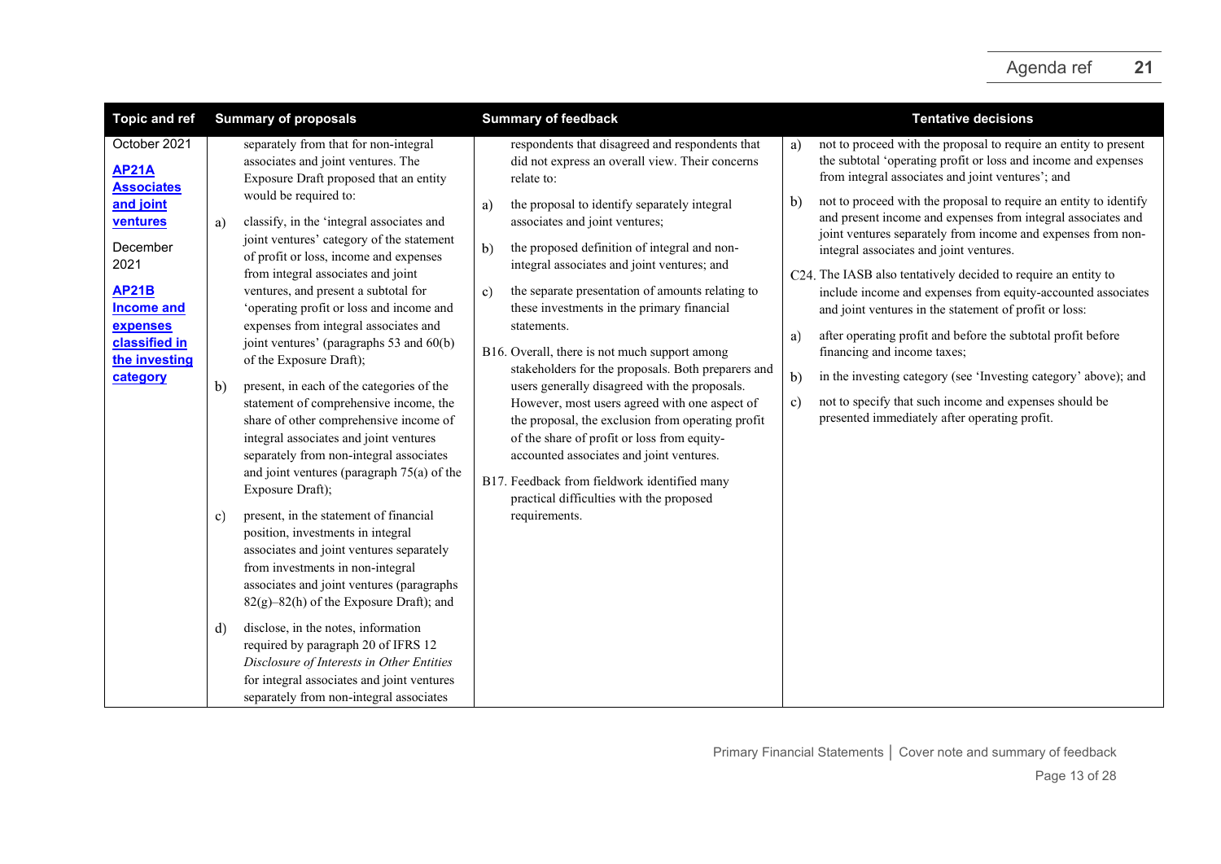| Topic and ref | Summary of proposals | Summary of feedback | Tentative decisions |
|---|---|---|---|
| October 2021<br><br>**AP21A Associates and joint ventures**<br><br>December 2021<br><br>**AP21B Income and expenses classified in the investing category** | separately from that for non-integral associates and joint ventures. The Exposure Draft proposed that an entity would be required to:<br><br>a) classify, in the 'integral associates and joint ventures' category of the statement of profit or loss, income and expenses from integral associates and joint ventures, and present a subtotal for 'operating profit or loss and income and expenses from integral associates and joint ventures' (paragraphs 53 and 60(b) of the Exposure Draft);<br><br>b) present, in each of the categories of the statement of comprehensive income, the share of other comprehensive income of integral associates and joint ventures separately from non-integral associates and joint ventures (paragraph 75(a) of the Exposure Draft);<br><br>c) present, in the statement of financial position, investments in integral associates and joint ventures separately from investments in non-integral associates and joint ventures (paragraphs 82(g)–82(h) of the Exposure Draft); and<br><br>d) disclose, in the notes, information required by paragraph 20 of IFRS 12 *Disclosure of Interests in Other Entities* for integral associates and joint ventures separately from non-integral associates | respondents that disagreed and respondents that did not express an overall view. Their concerns relate to:<br><br>a) the proposal to identify separately integral associates and joint ventures;<br><br>b) the proposed definition of integral and non-integral associates and joint ventures; and<br><br>c) the separate presentation of amounts relating to these investments in the primary financial statements.<br><br>B16. Overall, there is not much support among stakeholders for the proposals. Both preparers and users generally disagreed with the proposals. However, most users agreed with one aspect of the proposal, the exclusion from operating profit of the share of profit or loss from equity-accounted associates and joint ventures.<br><br>B17. Feedback from fieldwork identified many practical difficulties with the proposed requirements. | a) not to proceed with the proposal to require an entity to present the subtotal 'operating profit or loss and income and expenses from integral associates and joint ventures'; and<br><br>b) not to proceed with the proposal to require an entity to identify and present income and expenses from integral associates and joint ventures separately from income and expenses from non-integral associates and joint ventures.<br><br>C24. The IASB also tentatively decided to require an entity to include income and expenses from equity-accounted associates and joint ventures in the statement of profit or loss:<br><br>a) after operating profit and before the subtotal profit before financing and income taxes;<br><br>b) in the investing category (see 'Investing category' above); and<br><br>c) not to specify that such income and expenses should be presented immediately after operating profit. |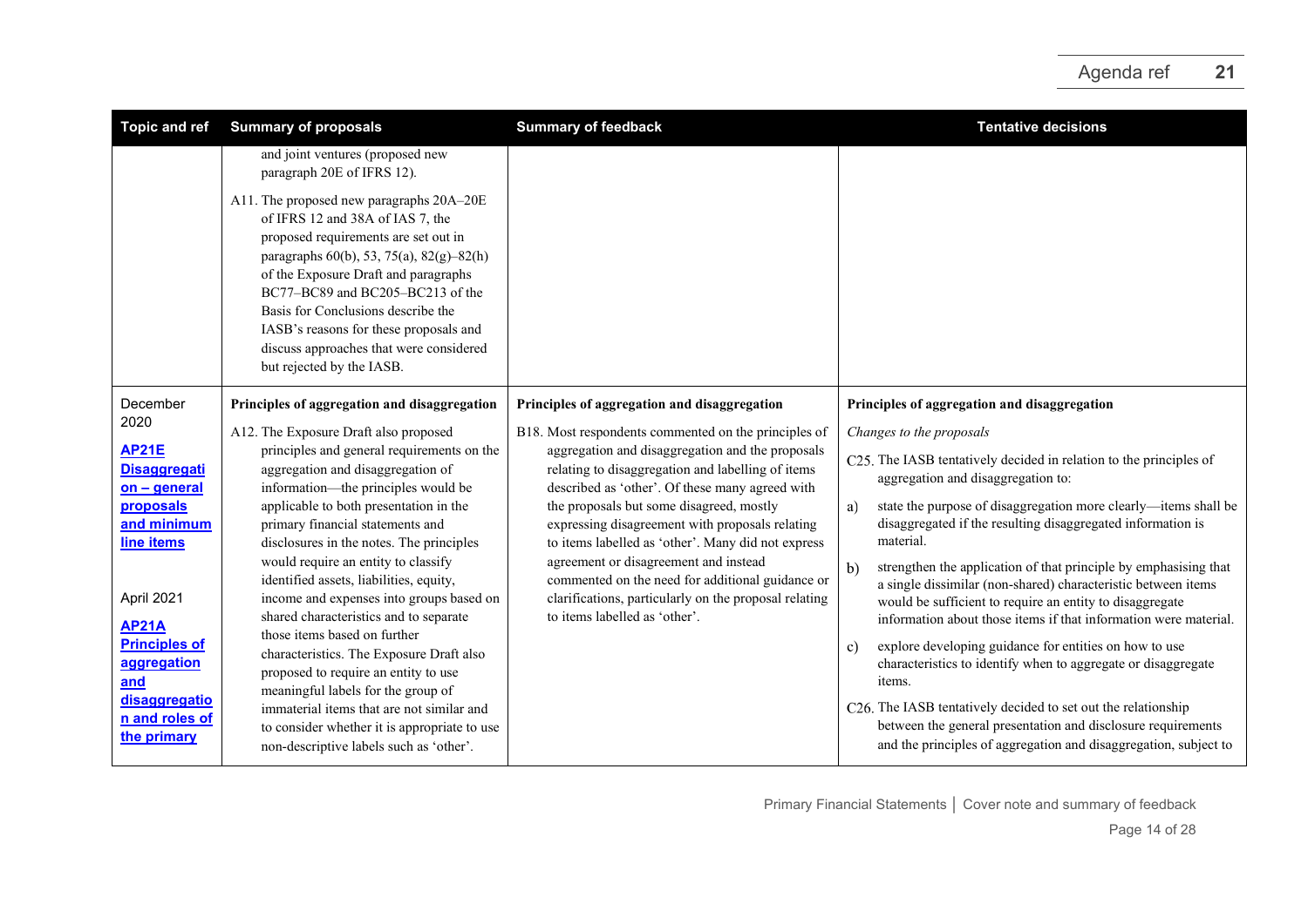| Topic and ref | Summary of proposals | Summary of feedback | Tentative decisions |
|---|---|---|---|
| | and joint ventures (proposed new paragraph 20E of IFRS 12).<br><br>A11. The proposed new paragraphs 20A–20E of IFRS 12 and 38A of IAS 7, the proposed requirements are set out in paragraphs 60(b), 53, 75(a), 82(g)–82(h) of the Exposure Draft and paragraphs BC77–BC89 and BC205–BC213 of the Basis for Conclusions describe the IASB's reasons for these proposals and discuss approaches that were considered but rejected by the IASB. | | |
| December 2020<br><br>**AP21E Disaggregation – general proposals and minimum line items**<br><br>April 2021<br><br>**AP21A Principles of aggregation and disaggregation and roles of the primary** | **Principles of aggregation and disaggregation**<br><br>A12. The Exposure Draft also proposed principles and general requirements on the aggregation and disaggregation of information—the principles would be applicable to both presentation in the primary financial statements and disclosures in the notes. The principles would require an entity to classify identified assets, liabilities, equity, income and expenses into groups based on shared characteristics and to separate those items based on further characteristics. The Exposure Draft also proposed to require an entity to use meaningful labels for the group of immaterial items that are not similar and to consider whether it is appropriate to use non-descriptive labels such as 'other'. | **Principles of aggregation and disaggregation**<br><br>B18. Most respondents commented on the principles of aggregation and disaggregation and the proposals relating to disaggregation and labelling of items described as 'other'. Of these many agreed with the proposals but some disagreed, mostly expressing disagreement with proposals relating to items labelled as 'other'. Many did not express agreement or disagreement and instead commented on the need for additional guidance or clarifications, particularly on the proposal relating to items labelled as 'other'. | **Principles of aggregation and disaggregation**<br><br>*Changes to the proposals*<br><br>C25. The IASB tentatively decided in relation to the principles of aggregation and disaggregation to:<br><br>a) state the purpose of disaggregation more clearly—items shall be disaggregated if the resulting disaggregated information is material.<br><br>b) strengthen the application of that principle by emphasising that a single dissimilar (non-shared) characteristic between items would be sufficient to require an entity to disaggregate information about those items if that information were material.<br><br>c) explore developing guidance for entities on how to use characteristics to identify when to aggregate or disaggregate items.<br><br>C26. The IASB tentatively decided to set out the relationship between the general presentation and disclosure requirements and the principles of aggregation and disaggregation, subject to |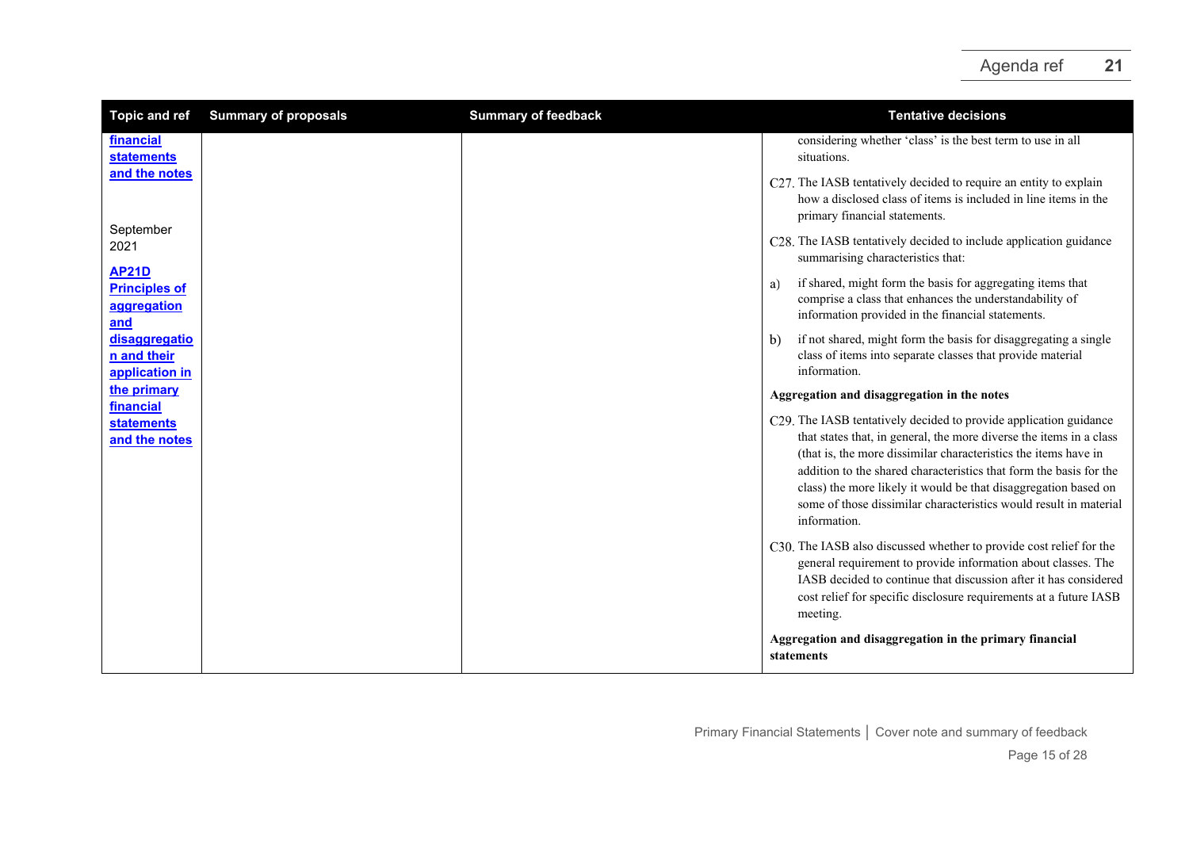| Topic and ref | Summary of proposals | Summary of feedback | Tentative decisions |
|---|---|---|---|
| **financial statements and the notes**<br><br>September 2021<br><br>**AP21D Principles of aggregation and disaggregation and their application in the primary financial statements and the notes** | | | considering whether 'class' is the best term to use in all situations.<br><br>C27. The IASB tentatively decided to require an entity to explain how a disclosed class of items is included in line items in the primary financial statements.<br><br>C28. The IASB tentatively decided to include application guidance summarising characteristics that:<br><br>a) if shared, might form the basis for aggregating items that comprise a class that enhances the understandability of information provided in the financial statements.<br><br>b) if not shared, might form the basis for disaggregating a single class of items into separate classes that provide material information.<br><br>**Aggregation and disaggregation in the notes**<br><br>C29. The IASB tentatively decided to provide application guidance that states that, in general, the more diverse the items in a class (that is, the more dissimilar characteristics the items have in addition to the shared characteristics that form the basis for the class) the more likely it would be that disaggregation based on some of those dissimilar characteristics would result in material information.<br><br>C30. The IASB also discussed whether to provide cost relief for the general requirement to provide information about classes. The IASB decided to continue that discussion after it has considered cost relief for specific disclosure requirements at a future IASB meeting.<br><br>**Aggregation and disaggregation in the primary financial statements** |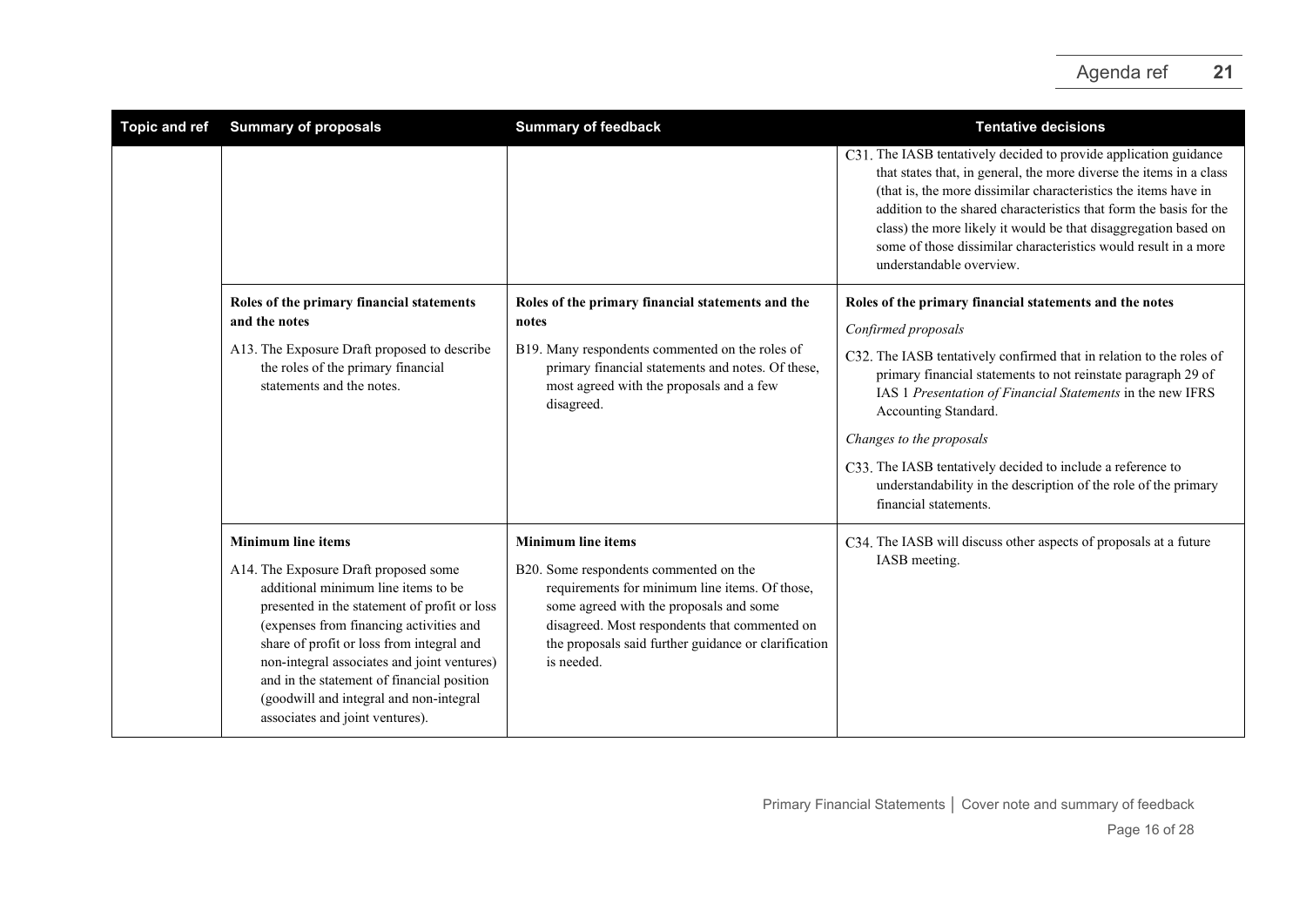| Topic and ref | Summary of proposals | Summary of feedback | Tentative decisions |
|---|---|---|---|
| | | | C31. The IASB tentatively decided to provide application guidance that states that, in general, the more diverse the items in a class (that is, the more dissimilar characteristics the items have in addition to the shared characteristics that form the basis for the class) the more likely it would be that disaggregation based on some of those dissimilar characteristics would result in a more understandable overview. |
| | **Roles of the primary financial statements and the notes**<br><br>A13. The Exposure Draft proposed to describe the roles of the primary financial statements and the notes. | **Roles of the primary financial statements and the notes**<br><br>B19. Many respondents commented on the roles of primary financial statements and notes. Of these, most agreed with the proposals and a few disagreed. | **Roles of the primary financial statements and the notes**<br><br>*Confirmed proposals*<br><br>C32. The IASB tentatively confirmed that in relation to the roles of primary financial statements to not reinstate paragraph 29 of IAS 1 *Presentation of Financial Statements* in the new IFRS Accounting Standard.<br><br>*Changes to the proposals*<br><br>C33. The IASB tentatively decided to include a reference to understandability in the description of the role of the primary financial statements. |
| | **Minimum line items**<br><br>A14. The Exposure Draft proposed some additional minimum line items to be presented in the statement of profit or loss (expenses from financing activities and share of profit or loss from integral and non-integral associates and joint ventures) and in the statement of financial position (goodwill and integral and non-integral associates and joint ventures). | **Minimum line items**<br><br>B20. Some respondents commented on the requirements for minimum line items. Of those, some agreed with the proposals and some disagreed. Most respondents that commented on the proposals said further guidance or clarification is needed. | C34. The IASB will discuss other aspects of proposals at a future IASB meeting. |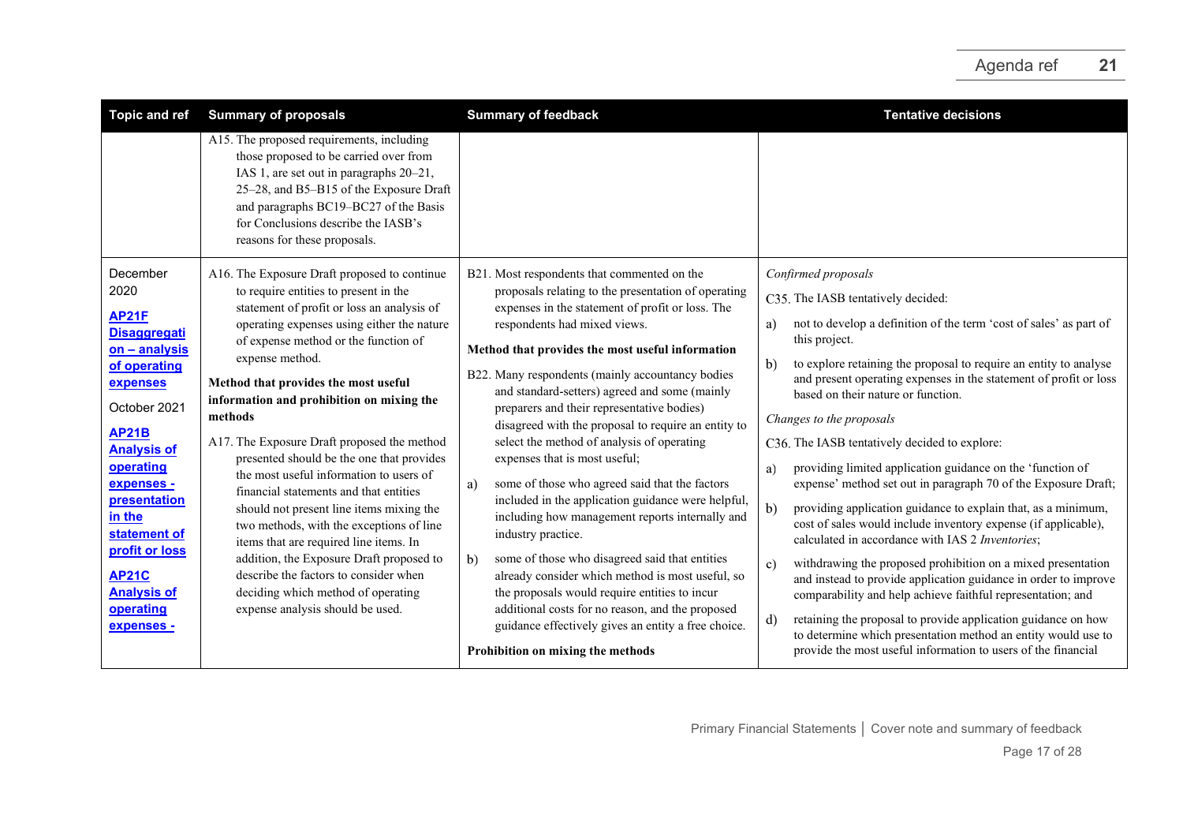| Topic and ref | Summary of proposals | Summary of feedback | Tentative decisions |
|---|---|---|---|
| | A15. The proposed requirements, including those proposed to be carried over from IAS 1, are set out in paragraphs 20–21, 25–28, and B5–B15 of the Exposure Draft and paragraphs BC19–BC27 of the Basis for Conclusions describe the IASB's reasons for these proposals. | | |
| December 2020<br><br>**AP21F Disaggregation – analysis of operating expenses**<br><br>October 2021<br><br>**AP21B Analysis of operating expenses - presentation in the statement of profit or loss**<br><br>**AP21C Analysis of operating expenses -** | A16. The Exposure Draft proposed to continue to require entities to present in the statement of profit or loss an analysis of operating expenses using either the nature of expense method or the function of expense method.<br><br>**Method that provides the most useful information and prohibition on mixing the methods**<br><br>A17. The Exposure Draft proposed the method presented should be the one that provides the most useful information to users of financial statements and that entities should not present line items mixing the two methods, with the exceptions of line items that are required line items. In addition, the Exposure Draft proposed to describe the factors to consider when deciding which method of operating expense analysis should be used. | B21. Most respondents that commented on the proposals relating to the presentation of operating expenses in the statement of profit or loss. The respondents had mixed views.<br><br>**Method that provides the most useful information**<br><br>B22. Many respondents (mainly accountancy bodies and standard-setters) agreed and some (mainly preparers and their representative bodies) disagreed with the proposal to require an entity to select the method of analysis of operating expenses that is most useful;<br><br>a) some of those who agreed said that the factors included in the application guidance were helpful, including how management reports internally and industry practice.<br><br>b) some of those who disagreed said that entities already consider which method is most useful, so the proposals would require entities to incur additional costs for no reason, and the proposed guidance effectively gives an entity a free choice.<br><br>**Prohibition on mixing the methods** | *Confirmed proposals*<br><br>C35. The IASB tentatively decided:<br><br>a) not to develop a definition of the term 'cost of sales' as part of this project.<br><br>b) to explore retaining the proposal to require an entity to analyse and present operating expenses in the statement of profit or loss based on their nature or function.<br><br>*Changes to the proposals*<br><br>C36. The IASB tentatively decided to explore:<br><br>a) providing limited application guidance on the 'function of expense' method set out in paragraph 70 of the Exposure Draft;<br><br>b) providing application guidance to explain that, as a minimum, cost of sales would include inventory expense (if applicable), calculated in accordance with IAS 2 *Inventories*;<br><br>c) withdrawing the proposed prohibition on a mixed presentation and instead to provide application guidance in order to improve comparability and help achieve faithful representation; and<br><br>d) retaining the proposal to provide application guidance on how to determine which presentation method an entity would use to provide the most useful information to users of the financial |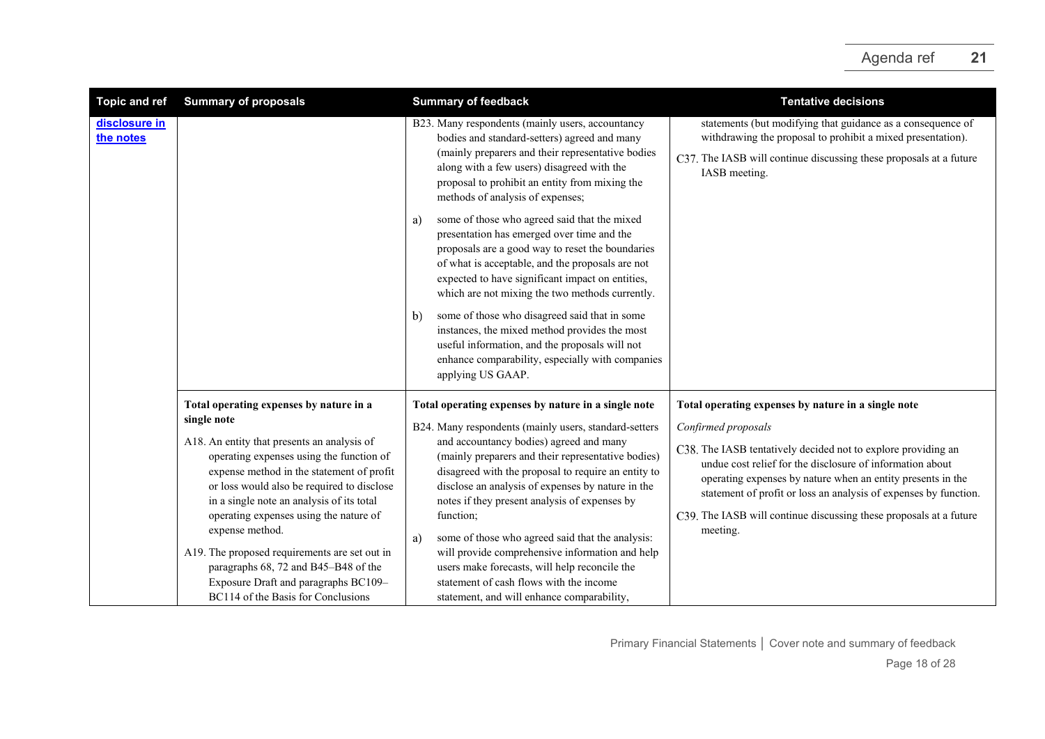| Topic and ref | Summary of proposals | Summary of feedback | Tentative decisions |
| --- | --- | --- | --- |
| **disclosure in the notes** | | B23. Many respondents (mainly users, accountancy bodies and standard-setters) agreed and many (mainly preparers and their representative bodies along with a few users) disagreed with the proposal to prohibit an entity from mixing the methods of analysis of expenses;<br><br>a) some of those who agreed said that the mixed presentation has emerged over time and the proposals are a good way to reset the boundaries of what is acceptable, and the proposals are not expected to have significant impact on entities, which are not mixing the two methods currently.<br><br>b) some of those who disagreed said that in some instances, the mixed method provides the most useful information, and the proposals will not enhance comparability, especially with companies applying US GAAP. | statements (but modifying that guidance as a consequence of withdrawing the proposal to prohibit a mixed presentation).<br><br>C37. The IASB will continue discussing these proposals at a future IASB meeting. |
| | **Total operating expenses by nature in a single note**<br><br>A18. An entity that presents an analysis of operating expenses using the function of expense method in the statement of profit or loss would also be required to disclose in a single note an analysis of its total operating expenses using the nature of expense method.<br><br>A19. The proposed requirements are set out in paragraphs 68, 72 and B45–B48 of the Exposure Draft and paragraphs BC109–BC114 of the Basis for Conclusions | **Total operating expenses by nature in a single note**<br><br>B24. Many respondents (mainly users, standard-setters and accountancy bodies) agreed and many (mainly preparers and their representative bodies) disagreed with the proposal to require an entity to disclose an analysis of expenses by nature in the notes if they present analysis of expenses by function;<br><br>a) some of those who agreed said that the analysis: will provide comprehensive information and help users make forecasts, will help reconcile the statement of cash flows with the income statement, and will enhance comparability, | **Total operating expenses by nature in a single note**<br><br>*Confirmed proposals*<br><br>C38. The IASB tentatively decided not to explore providing an undue cost relief for the disclosure of information about operating expenses by nature when an entity presents in the statement of profit or loss an analysis of expenses by function.<br><br>C39. The IASB will continue discussing these proposals at a future meeting. |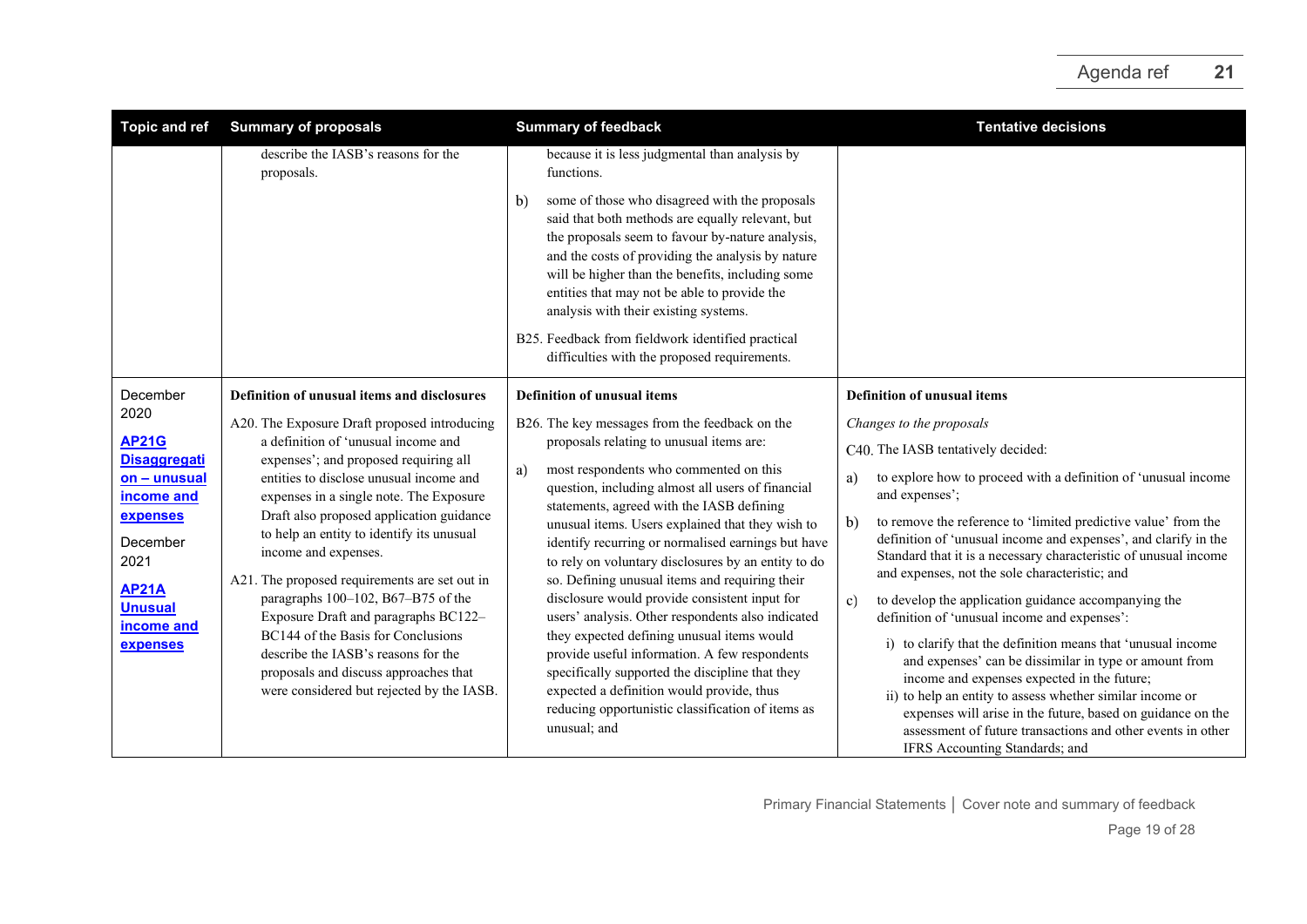| Topic and ref | Summary of proposals | Summary of feedback | Tentative decisions |
|---|---|---|---|
| | describe the IASB's reasons for the proposals. | because it is less judgmental than analysis by functions.<br><br>b) some of those who disagreed with the proposals said that both methods are equally relevant, but the proposals seem to favour by-nature analysis, and the costs of providing the analysis by nature will be higher than the benefits, including some entities that may not be able to provide the analysis with their existing systems.<br><br>B25. Feedback from fieldwork identified practical difficulties with the proposed requirements. | |
| December 2020<br><br>**AP21G Disaggregation – unusual income and expenses**<br><br>December 2021<br><br>**AP21A Unusual income and expenses** | **Definition of unusual items and disclosures**<br><br>A20. The Exposure Draft proposed introducing a definition of 'unusual income and expenses'; and proposed requiring all entities to disclose unusual income and expenses in a single note. The Exposure Draft also proposed application guidance to help an entity to identify its unusual income and expenses.<br><br>A21. The proposed requirements are set out in paragraphs 100–102, B67–B75 of the Exposure Draft and paragraphs BC122–BC144 of the Basis for Conclusions describe the IASB's reasons for the proposals and discuss approaches that were considered but rejected by the IASB. | **Definition of unusual items**<br><br>B26. The key messages from the feedback on the proposals relating to unusual items are:<br><br>a) most respondents who commented on this question, including almost all users of financial statements, agreed with the IASB defining unusual items. Users explained that they wish to identify recurring or normalised earnings but have to rely on voluntary disclosures by an entity to do so. Defining unusual items and requiring their disclosure would provide consistent input for users' analysis. Other respondents also indicated they expected defining unusual items would provide useful information. A few respondents specifically supported the discipline that they expected a definition would provide, thus reducing opportunistic classification of items as unusual; and | **Definition of unusual items**<br><br>*Changes to the proposals*<br><br>C40. The IASB tentatively decided:<br><br>a) to explore how to proceed with a definition of 'unusual income and expenses';<br><br>b) to remove the reference to 'limited predictive value' from the definition of 'unusual income and expenses', and clarify in the Standard that it is a necessary characteristic of unusual income and expenses, not the sole characteristic; and<br><br>c) to develop the application guidance accompanying the definition of 'unusual income and expenses':<br><br>i) to clarify that the definition means that 'unusual income and expenses' can be dissimilar in type or amount from income and expenses expected in the future;<br>ii) to help an entity to assess whether similar income or expenses will arise in the future, based on guidance on the assessment of future transactions and other events in other IFRS Accounting Standards; and |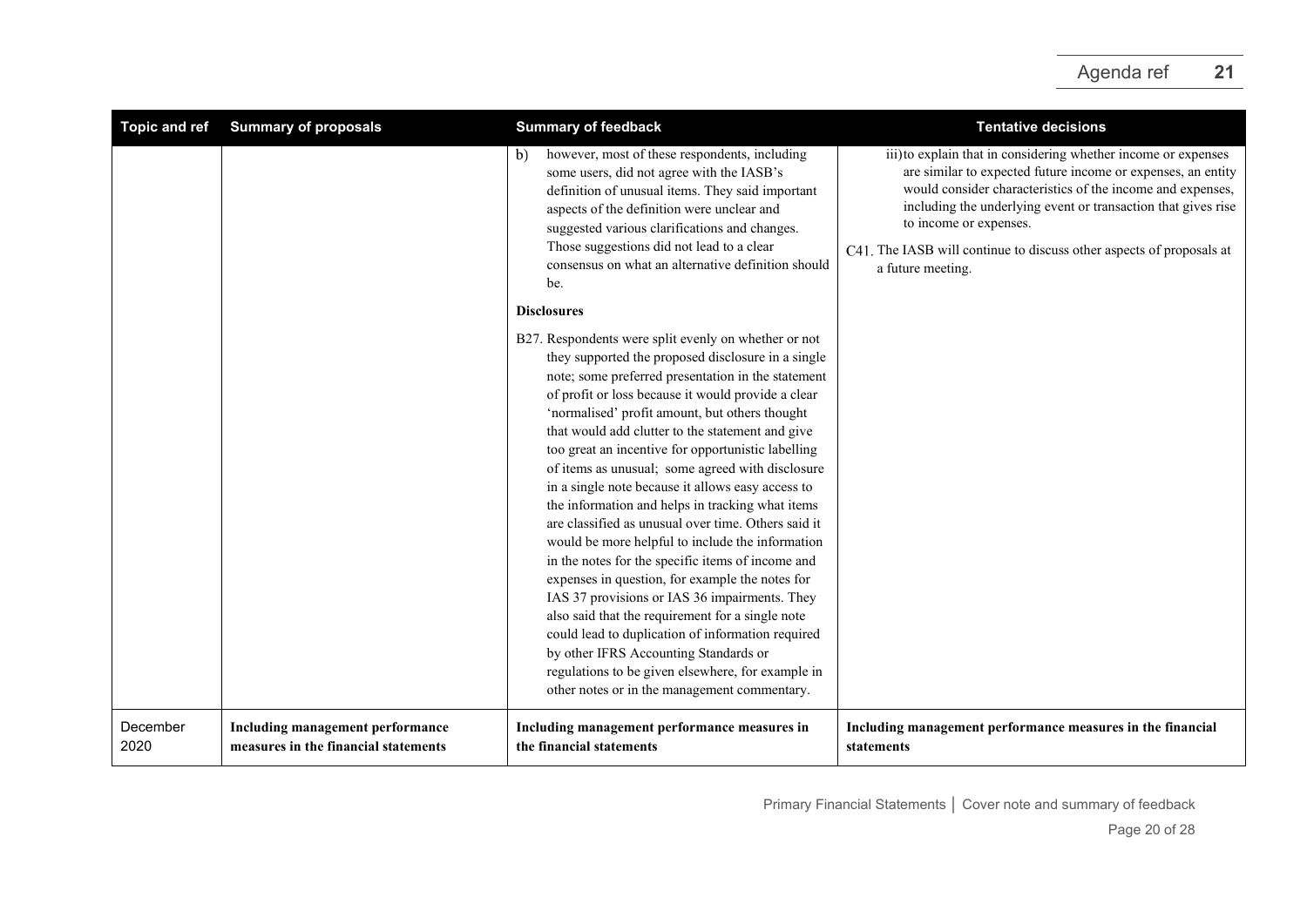| Topic and ref | Summary of proposals | Summary of feedback | Tentative decisions |
|---|---|---|---|
| | | b) however, most of these respondents, including some users, did not agree with the IASB's definition of unusual items. They said important aspects of the definition were unclear and suggested various clarifications and changes. Those suggestions did not lead to a clear consensus on what an alternative definition should be.<br><br>**Disclosures**<br><br>B27. Respondents were split evenly on whether or not they supported the proposed disclosure in a single note; some preferred presentation in the statement of profit or loss because it would provide a clear 'normalised' profit amount, but others thought that would add clutter to the statement and give too great an incentive for opportunistic labelling of items as unusual; some agreed with disclosure in a single note because it allows easy access to the information and helps in tracking what items are classified as unusual over time. Others said it would be more helpful to include the information in the notes for the specific items of income and expenses in question, for example the notes for IAS 37 provisions or IAS 36 impairments. They also said that the requirement for a single note could lead to duplication of information required by other IFRS Accounting Standards or regulations to be given elsewhere, for example in other notes or in the management commentary. | iii) to explain that in considering whether income or expenses are similar to expected future income or expenses, an entity would consider characteristics of the income and expenses, including the underlying event or transaction that gives rise to income or expenses.<br><br>C41. The IASB will continue to discuss other aspects of proposals at a future meeting. |
| December 2020 | **Including management performance measures in the financial statements** | **Including management performance measures in the financial statements** | **Including management performance measures in the financial statements** |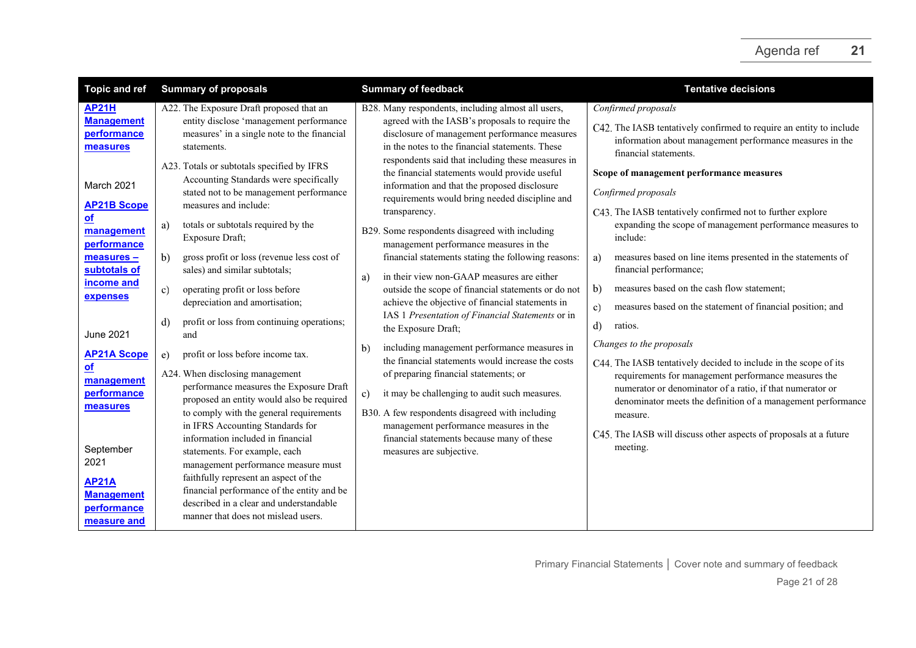| Topic and ref | Summary of proposals | Summary of feedback | Tentative decisions |
|---|---|---|---|
| **AP21H Management performance measures**<br><br>March 2021<br><br>**AP21B Scope of management performance measures – subtotals of income and expenses**<br><br>June 2021<br><br>**AP21A Scope of management performance measures**<br><br>September 2021<br><br>**AP21A Management performance measure and** | A22. The Exposure Draft proposed that an entity disclose 'management performance measures' in a single note to the financial statements.<br><br>A23. Totals or subtotals specified by IFRS Accounting Standards were specifically stated not to be management performance measures and include:<br>a) totals or subtotals required by the Exposure Draft;<br>b) gross profit or loss (revenue less cost of sales) and similar subtotals;<br>c) operating profit or loss before depreciation and amortisation;<br>d) profit or loss from continuing operations; and<br>e) profit or loss before income tax.<br><br>A24. When disclosing management performance measures the Exposure Draft proposed an entity would also be required to comply with the general requirements in IFRS Accounting Standards for information included in financial statements. For example, each management performance measure must faithfully represent an aspect of the financial performance of the entity and be described in a clear and understandable manner that does not mislead users. | B28. Many respondents, including almost all users, agreed with the IASB's proposals to require the disclosure of management performance measures in the notes to the financial statements. These respondents said that including these measures in the financial statements would provide useful information and that the proposed disclosure requirements would bring needed discipline and transparency.<br><br>B29. Some respondents disagreed with including management performance measures in the financial statements stating the following reasons:<br>a) in their view non-GAAP measures are either outside the scope of financial statements or do not achieve the objective of financial statements in IAS 1 *Presentation of Financial Statements* or in the Exposure Draft;<br>b) including management performance measures in the financial statements would increase the costs of preparing financial statements; or<br>c) it may be challenging to audit such measures.<br><br>B30. A few respondents disagreed with including management performance measures in the financial statements because many of these measures are subjective. | *Confirmed proposals*<br><br>C42. The IASB tentatively confirmed to require an entity to include information about management performance measures in the financial statements.<br><br>**Scope of management performance measures**<br><br>*Confirmed proposals*<br><br>C43. The IASB tentatively confirmed not to further explore expanding the scope of management performance measures to include:<br>a) measures based on line items presented in the statements of financial performance;<br>b) measures based on the cash flow statement;<br>c) measures based on the statement of financial position; and<br>d) ratios.<br><br>*Changes to the proposals*<br><br>C44. The IASB tentatively decided to include in the scope of its requirements for management performance measures the numerator or denominator of a ratio, if that numerator or denominator meets the definition of a management performance measure.<br><br>C45. The IASB will discuss other aspects of proposals at a future meeting. |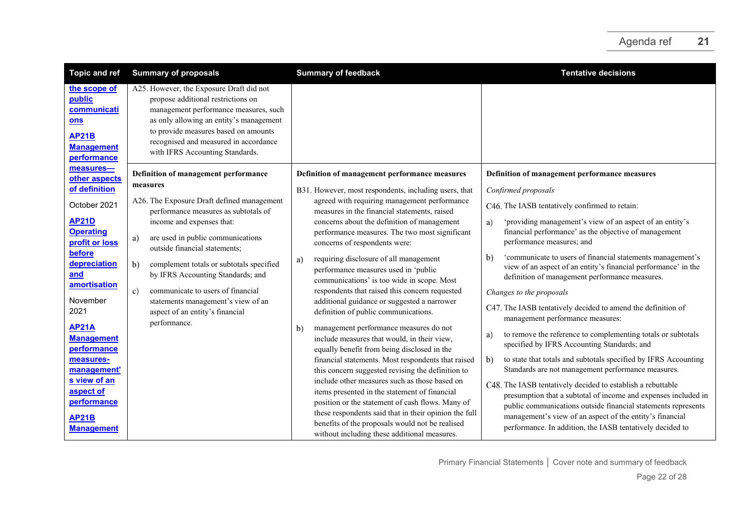| Topic and ref | Summary of proposals | Summary of feedback | Tentative decisions |
|---|---|---|---|
| **the scope of public communications**<br><br>**AP21B Management performance measures—other aspects of definition**<br><br>October 2021<br><br>**AP21D Operating profit or loss before depreciation and amortisation**<br><br>November 2021<br><br>**AP21A Management performance measures-management's view of an aspect of performance**<br><br>**AP21B Management** | A25. However, the Exposure Draft did not propose additional restrictions on management performance measures, such as only allowing an entity's management to provide measures based on amounts recognised and measured in accordance with IFRS Accounting Standards. | | |
| | **Definition of management performance measures**<br><br>A26. The Exposure Draft defined management performance measures as subtotals of income and expenses that:<br><br>a) are used in public communications outside financial statements;<br><br>b) complement totals or subtotals specified by IFRS Accounting Standards; and<br><br>c) communicate to users of financial statements management's view of an aspect of an entity's financial performance. | **Definition of management performance measures**<br><br>B31. However, most respondents, including users, that agreed with requiring management performance measures in the financial statements, raised concerns about the definition of management performance measures. The two most significant concerns of respondents were:<br><br>a) requiring disclosure of all management performance measures used in 'public communications' is too wide in scope. Most respondents that raised this concern requested additional guidance or suggested a narrower definition of public communications.<br><br>b) management performance measures do not include measures that would, in their view, equally benefit from being disclosed in the financial statements. Most respondents that raised this concern suggested revising the definition to include other measures such as those based on items presented in the statement of financial position or the statement of cash flows. Many of these respondents said that in their opinion the full benefits of the proposals would not be realised without including these additional measures. | **Definition of management performance measures**<br><br>*Confirmed proposals*<br><br>C46. The IASB tentatively confirmed to retain:<br><br>a) 'providing management's view of an aspect of an entity's financial performance' as the objective of management performance measures; and<br><br>b) 'communicate to users of financial statements management's view of an aspect of an entity's financial performance' in the definition of management performance measures.<br><br>*Changes to the proposals*<br><br>C47. The IASB tentatively decided to amend the definition of management performance measures:<br><br>a) to remove the reference to complementing totals or subtotals specified by IFRS Accounting Standards; and<br><br>b) to state that totals and subtotals specified by IFRS Accounting Standards are not management performance measures.<br><br>C48. The IASB tentatively decided to establish a rebuttable presumption that a subtotal of income and expenses included in public communications outside financial statements represents management's view of an aspect of the entity's financial performance. In addition, the IASB tentatively decided to |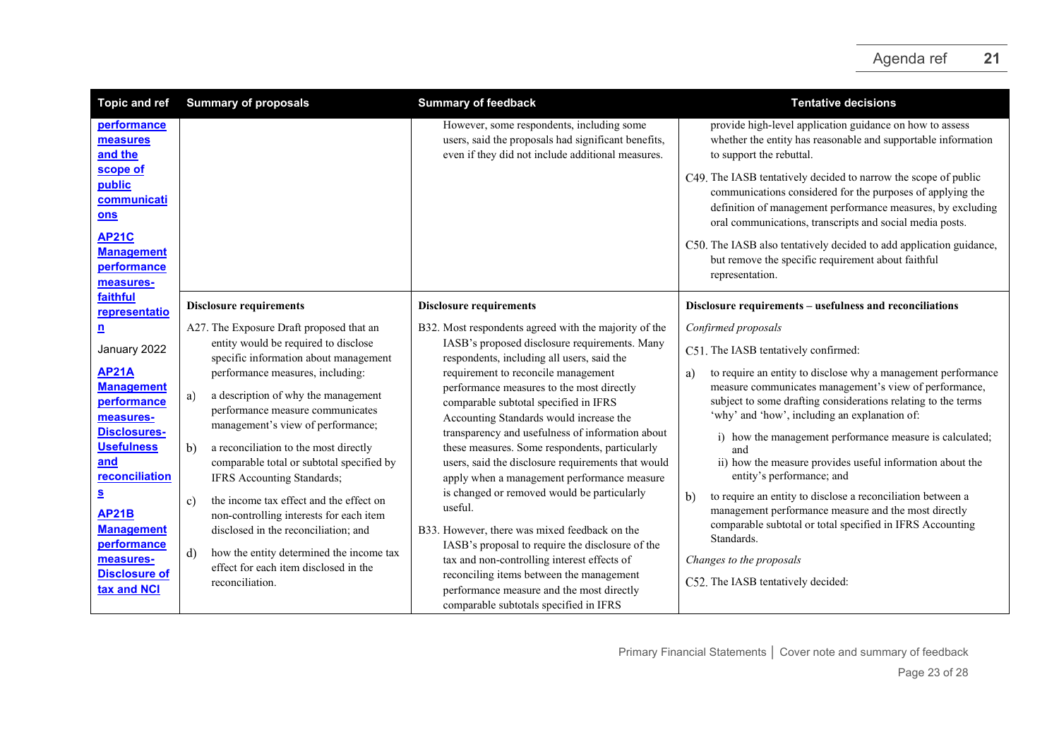| Topic and ref | Summary of proposals | Summary of feedback | Tentative decisions |
|---|---|---|---|
| **performance measures and the scope of public communications**<br><br>**AP21C Management performance measures-faithful representation** | | However, some respondents, including some users, said the proposals had significant benefits, even if they did not include additional measures. | provide high-level application guidance on how to assess whether the entity has reasonable and supportable information to support the rebuttal.<br><br>C49. The IASB tentatively decided to narrow the scope of public communications considered for the purposes of applying the definition of management performance measures, by excluding oral communications, transcripts and social media posts.<br><br>C50. The IASB also tentatively decided to add application guidance, but remove the specific requirement about faithful representation. |
| January 2022<br><br>**AP21A Management performance measures-Disclosures-Usefulness and reconciliations**<br><br>**AP21B Management performance measures-Disclosure of tax and NCI** | **Disclosure requirements**<br><br>A27. The Exposure Draft proposed that an entity would be required to disclose specific information about management performance measures, including:<br><br>a) a description of why the management performance measure communicates management's view of performance;<br><br>b) a reconciliation to the most directly comparable total or subtotal specified by IFRS Accounting Standards;<br><br>c) the income tax effect and the effect on non-controlling interests for each item disclosed in the reconciliation; and<br><br>d) how the entity determined the income tax effect for each item disclosed in the reconciliation. | **Disclosure requirements**<br><br>B32. Most respondents agreed with the majority of the IASB's proposed disclosure requirements. Many respondents, including all users, said the requirement to reconcile management performance measures to the most directly comparable subtotal specified in IFRS Accounting Standards would increase the transparency and usefulness of information about these measures. Some respondents, particularly users, said the disclosure requirements that would apply when a management performance measure is changed or removed would be particularly useful.<br><br>B33. However, there was mixed feedback on the IASB's proposal to require the disclosure of the tax and non-controlling interest effects of reconciling items between the management performance measure and the most directly comparable subtotals specified in IFRS | **Disclosure requirements – usefulness and reconciliations**<br><br>*Confirmed proposals*<br><br>C51. The IASB tentatively confirmed:<br><br>a) to require an entity to disclose why a management performance measure communicates management's view of performance, subject to some drafting considerations relating to the terms 'why' and 'how', including an explanation of:<br><br>i) how the management performance measure is calculated; and<br>ii) how the measure provides useful information about the entity's performance; and<br><br>b) to require an entity to disclose a reconciliation between a management performance measure and the most directly comparable subtotal or total specified in IFRS Accounting Standards.<br><br>*Changes to the proposals*<br><br>C52. The IASB tentatively decided: |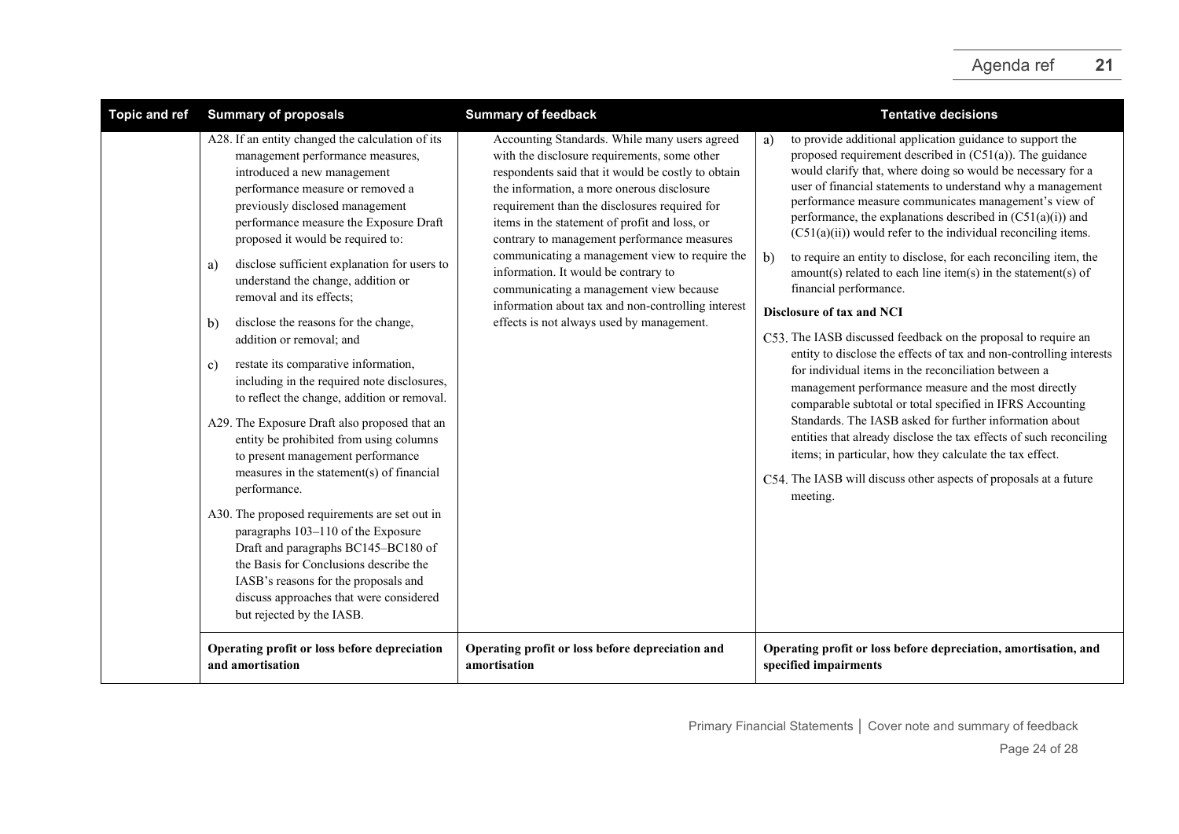| Topic and ref | Summary of proposals | Summary of feedback | Tentative decisions |
|---|---|---|---|
| | A28. If an entity changed the calculation of its management performance measures, introduced a new management performance measure or removed a previously disclosed management performance measure the Exposure Draft proposed it would be required to:<br><br>a) disclose sufficient explanation for users to understand the change, addition or removal and its effects;<br><br>b) disclose the reasons for the change, addition or removal; and<br><br>c) restate its comparative information, including in the required note disclosures, to reflect the change, addition or removal.<br><br>A29. The Exposure Draft also proposed that an entity be prohibited from using columns to present management performance measures in the statement(s) of financial performance.<br><br>A30. The proposed requirements are set out in paragraphs 103–110 of the Exposure Draft and paragraphs BC145–BC180 of the Basis for Conclusions describe the IASB's reasons for the proposals and discuss approaches that were considered but rejected by the IASB. | Accounting Standards. While many users agreed with the disclosure requirements, some other respondents said that it would be costly to obtain the information, a more onerous disclosure requirement than the disclosures required for items in the statement of profit and loss, or contrary to management performance measures communicating a management view to require the information. It would be contrary to communicating a management view because information about tax and non-controlling interest effects is not always used by management. | a) to provide additional application guidance to support the proposed requirement described in (C51(a)). The guidance would clarify that, where doing so would be necessary for a user of financial statements to understand why a management performance measure communicates management's view of performance, the explanations described in (C51(a)(i)) and (C51(a)(ii)) would refer to the individual reconciling items.<br><br>b) to require an entity to disclose, for each reconciling item, the amount(s) related to each line item(s) in the statement(s) of financial performance.<br><br>**Disclosure of tax and NCI**<br><br>C53. The IASB discussed feedback on the proposal to require an entity to disclose the effects of tax and non-controlling interests for individual items in the reconciliation between a management performance measure and the most directly comparable subtotal or total specified in IFRS Accounting Standards. The IASB asked for further information about entities that already disclose the tax effects of such reconciling items; in particular, how they calculate the tax effect.<br><br>C54. The IASB will discuss other aspects of proposals at a future meeting. |
| | **Operating profit or loss before depreciation and amortisation** | **Operating profit or loss before depreciation and amortisation** | **Operating profit or loss before depreciation, amortisation, and specified impairments** |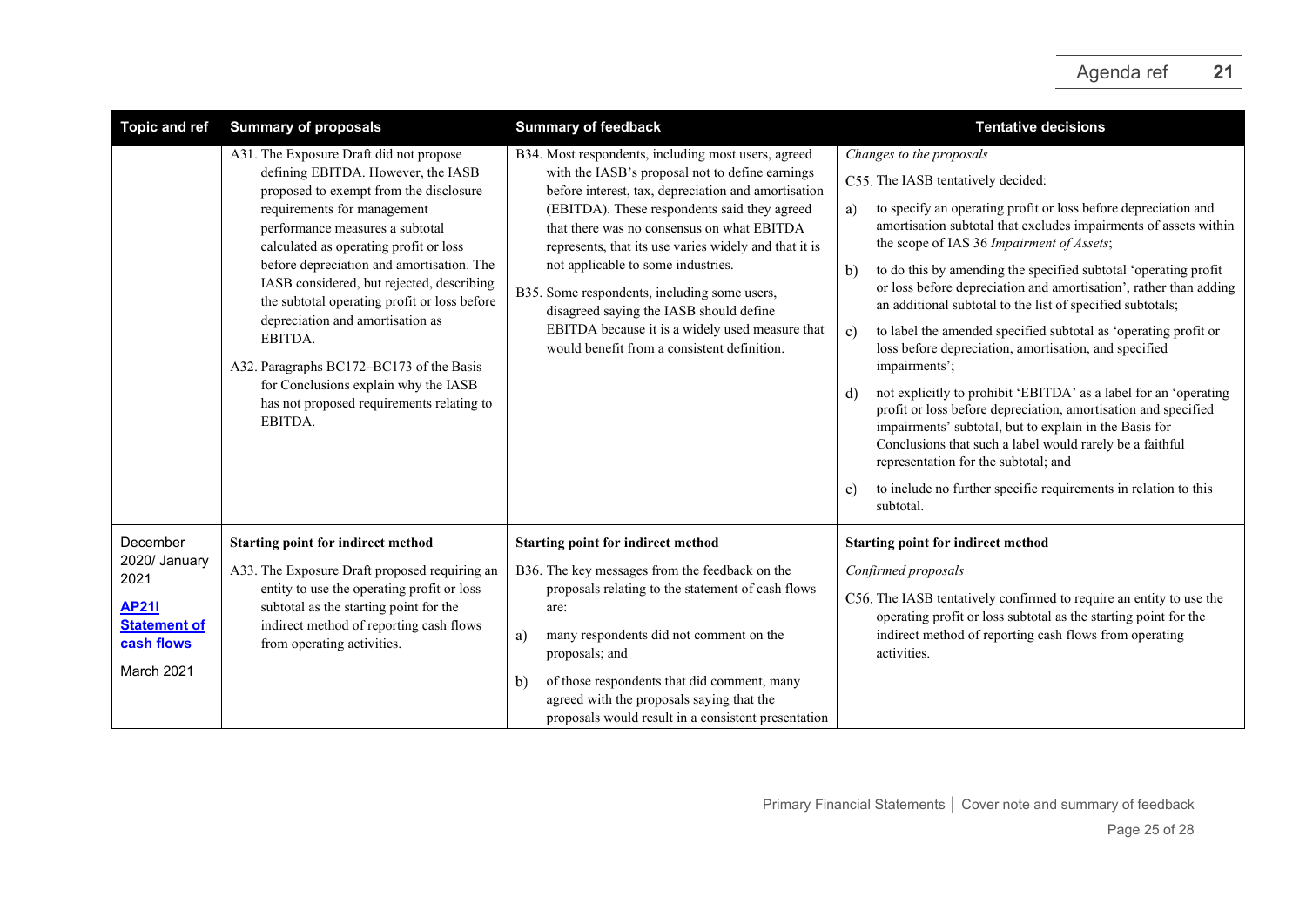| Topic and ref | Summary of proposals | Summary of feedback | Tentative decisions |
|---|---|---|---|
| | A31. The Exposure Draft did not propose defining EBITDA. However, the IASB proposed to exempt from the disclosure requirements for management performance measures a subtotal calculated as operating profit or loss before depreciation and amortisation. The IASB considered, but rejected, describing the subtotal operating profit or loss before depreciation and amortisation as EBITDA.<br><br>A32. Paragraphs BC172–BC173 of the Basis for Conclusions explain why the IASB has not proposed requirements relating to EBITDA. | B34. Most respondents, including most users, agreed with the IASB's proposal not to define earnings before interest, tax, depreciation and amortisation (EBITDA). These respondents said they agreed that there was no consensus on what EBITDA represents, that its use varies widely and that it is not applicable to some industries.<br><br>B35. Some respondents, including some users, disagreed saying the IASB should define EBITDA because it is a widely used measure that would benefit from a consistent definition. | *Changes to the proposals*<br><br>C55. The IASB tentatively decided:<br><br>a) to specify an operating profit or loss before depreciation and amortisation subtotal that excludes impairments of assets within the scope of IAS 36 *Impairment of Assets*;<br><br>b) to do this by amending the specified subtotal 'operating profit or loss before depreciation and amortisation', rather than adding an additional subtotal to the list of specified subtotals;<br><br>c) to label the amended specified subtotal as 'operating profit or loss before depreciation, amortisation, and specified impairments';<br><br>d) not explicitly to prohibit 'EBITDA' as a label for an 'operating profit or loss before depreciation, amortisation and specified impairments' subtotal, but to explain in the Basis for Conclusions that such a label would rarely be a faithful representation for the subtotal; and<br><br>e) to include no further specific requirements in relation to this subtotal. |
| December 2020/ January 2021<br><br>**AP21I Statement of cash flows**<br><br>March 2021 | **Starting point for indirect method**<br><br>A33. The Exposure Draft proposed requiring an entity to use the operating profit or loss subtotal as the starting point for the indirect method of reporting cash flows from operating activities. | **Starting point for indirect method**<br><br>B36. The key messages from the feedback on the proposals relating to the statement of cash flows are:<br><br>a) many respondents did not comment on the proposals; and<br><br>b) of those respondents that did comment, many agreed with the proposals saying that the proposals would result in a consistent presentation | **Starting point for indirect method**<br><br>*Confirmed proposals*<br><br>C56. The IASB tentatively confirmed to require an entity to use the operating profit or loss subtotal as the starting point for the indirect method of reporting cash flows from operating activities. |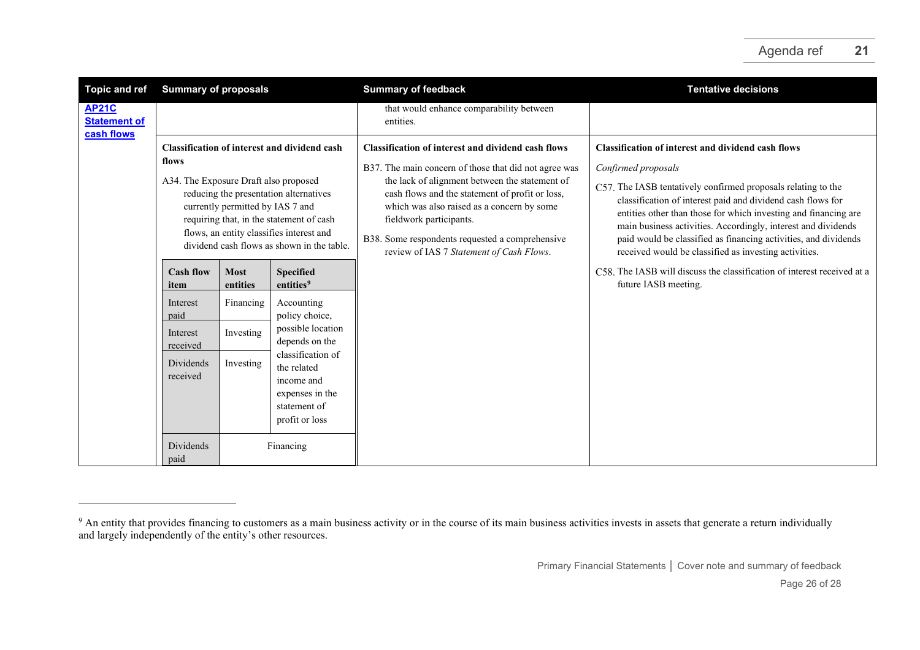| Topic and ref | Summary of proposals | Summary of feedback | Tentative decisions |
|---|---|---|---|
| **AP21C Statement of cash flows** | | that would enhance comparability between entities. | |
| | **Classification of interest and dividend cash flows**<br><br>A34. The Exposure Draft also proposed reducing the presentation alternatives currently permitted by IAS 7 and requiring that, in the statement of cash flows, an entity classifies interest and dividend cash flows as shown in the table. | **Classification of interest and dividend cash flows**<br><br>B37. The main concern of those that did not agree was the lack of alignment between the statement of cash flows and the statement of profit or loss, which was also raised as a concern by some fieldwork participants.<br><br>B38. Some respondents requested a comprehensive review of IAS 7 *Statement of Cash Flows*. | **Classification of interest and dividend cash flows**<br><br>*Confirmed proposals*<br><br>C57. The IASB tentatively confirmed proposals relating to the classification of interest paid and dividend cash flows for entities other than those for which investing and financing are main business activities. Accordingly, interest and dividends paid would be classified as financing activities, and dividends received would be classified as investing activities.<br><br>C58. The IASB will discuss the classification of interest received at a future IASB meeting. |

| Cash flow item | Most entities | Specified entities[9] |
|---|---|---|
| Interest paid | Financing | Accounting policy choice, possible location depends on the classification of the related income and expenses in the statement of profit or loss |
| Interest received | Investing | |
| Dividends received | Investing | |
| Dividends paid | Financing | |

[9] An entity that provides financing to customers as a main business activity or in the course of its main business activities invests in assets that generate a return individually and largely independently of the entity's other resources.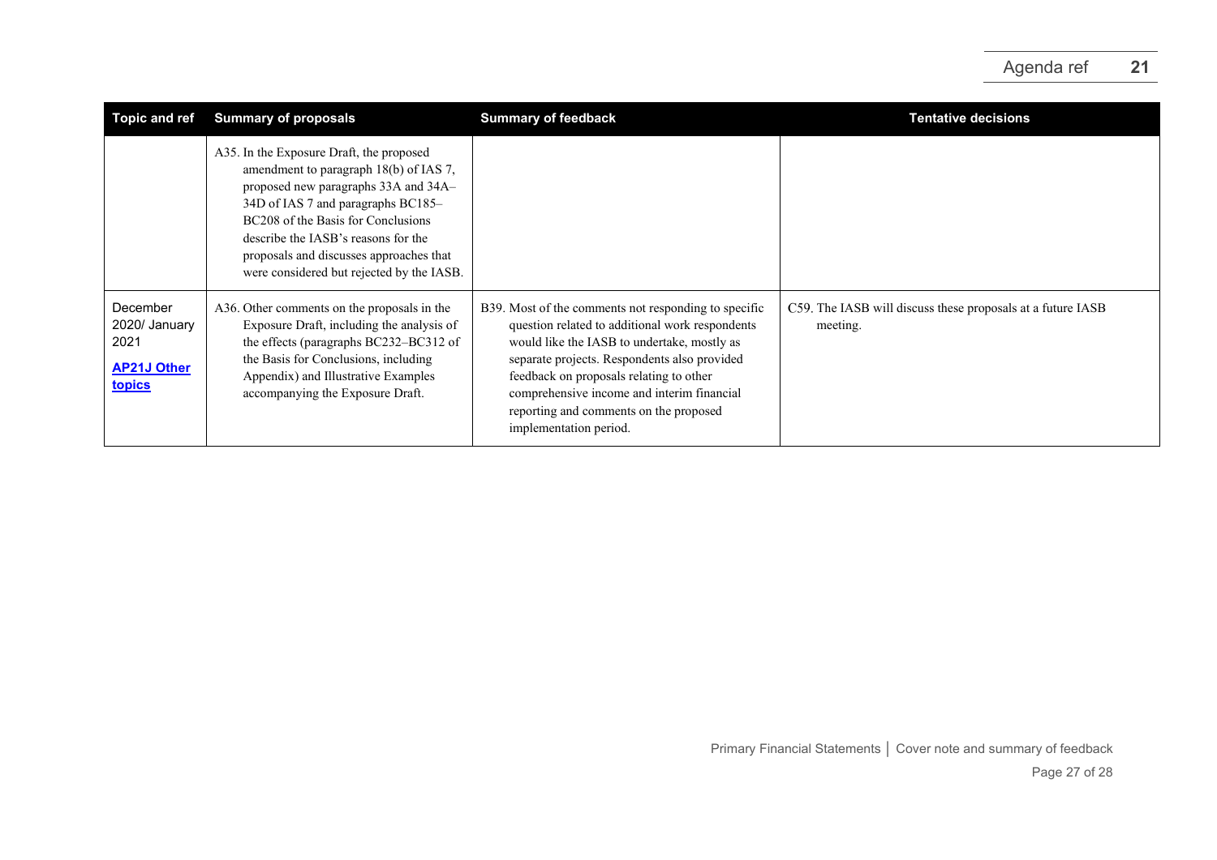| Topic and ref | Summary of proposals | Summary of feedback | Tentative decisions |
|---|---|---|---|
| | A35. In the Exposure Draft, the proposed amendment to paragraph 18(b) of IAS 7, proposed new paragraphs 33A and 34A–34D of IAS 7 and paragraphs BC185–BC208 of the Basis for Conclusions describe the IASB's reasons for the proposals and discusses approaches that were considered but rejected by the IASB. | | |
| December 2020/ January 2021 **AP21J Other topics** | A36. Other comments on the proposals in the Exposure Draft, including the analysis of the effects (paragraphs BC232–BC312 of the Basis for Conclusions, including Appendix) and Illustrative Examples accompanying the Exposure Draft. | B39. Most of the comments not responding to specific question related to additional work respondents would like the IASB to undertake, mostly as separate projects. Respondents also provided feedback on proposals relating to other comprehensive income and interim financial reporting and comments on the proposed implementation period. | C59. The IASB will discuss these proposals at a future IASB meeting. |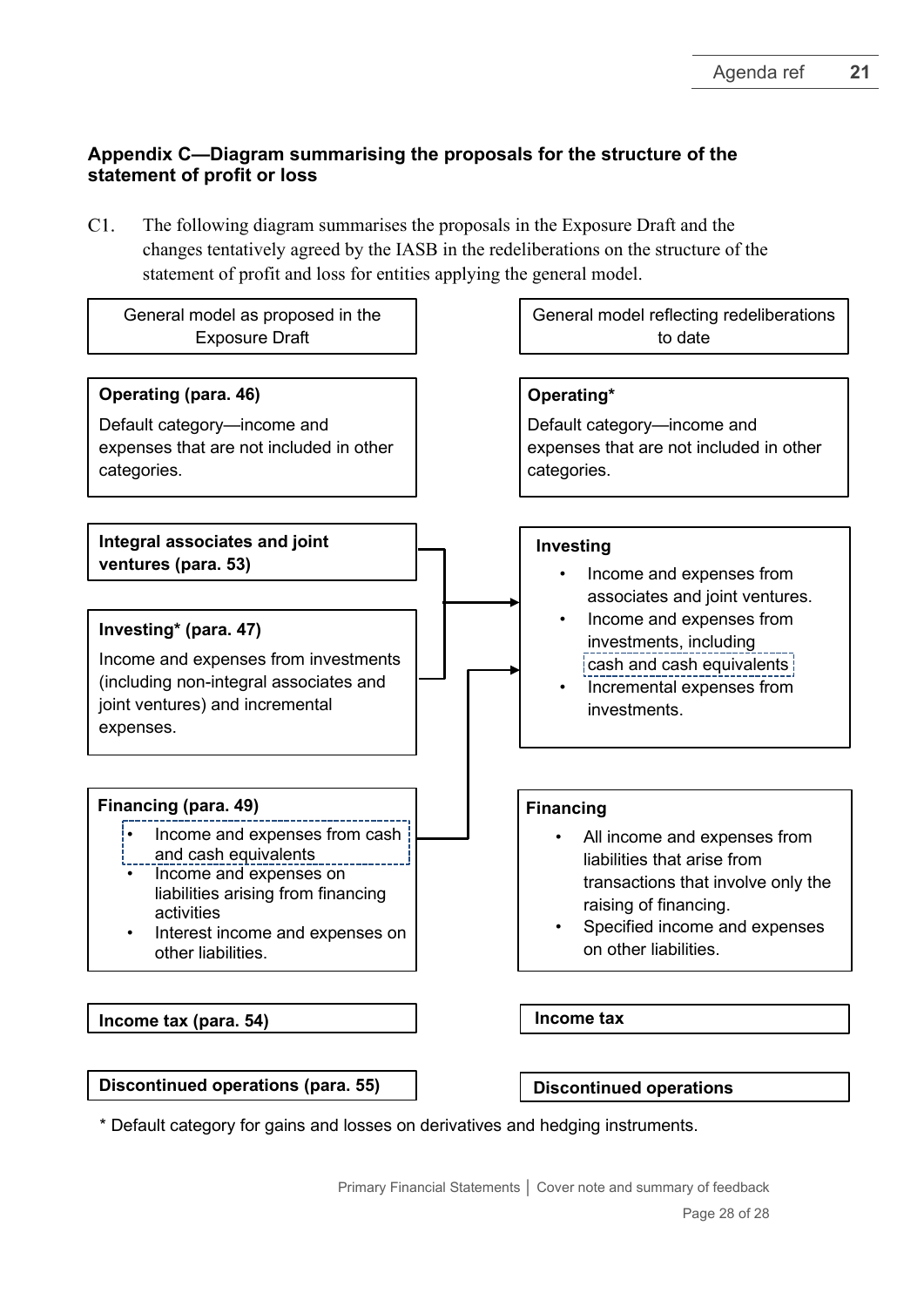## Appendix C—Diagram summarising the proposals for the structure of the statement of profit or loss

C1. The following diagram summarises the proposals in the Exposure Draft and the changes tentatively agreed by the IASB in the redeliberations on the structure of the statement of profit and loss for entities applying the general model.

General model as proposed in the Exposure Draft

**Operating (para. 46)**

Default category—income and expenses that are not included in other categories.

**Integral associates and joint ventures (para. 53)**

**Investing* (para. 47)**

Income and expenses from investments (including non-integral associates and joint ventures) and incremental expenses.

**Financing (para. 49)**

- Income and expenses from cash and cash equivalents
- Income and expenses on liabilities arising from financing activities
- Interest income and expenses on other liabilities.

**Income tax (para. 54)**

**Discontinued operations (para. 55)**

General model reflecting redeliberations to date

**Operating***

Default category—income and expenses that are not included in other categories.

**Investing**

- Income and expenses from associates and joint ventures.
- Income and expenses from investments, including cash and cash equivalents
- Incremental expenses from investments.

**Financing**

- All income and expenses from liabilities that arise from transactions that involve only the raising of financing.
- Specified income and expenses on other liabilities.

**Income tax**

**Discontinued operations**

* Default category for gains and losses on derivatives and hedging instruments.